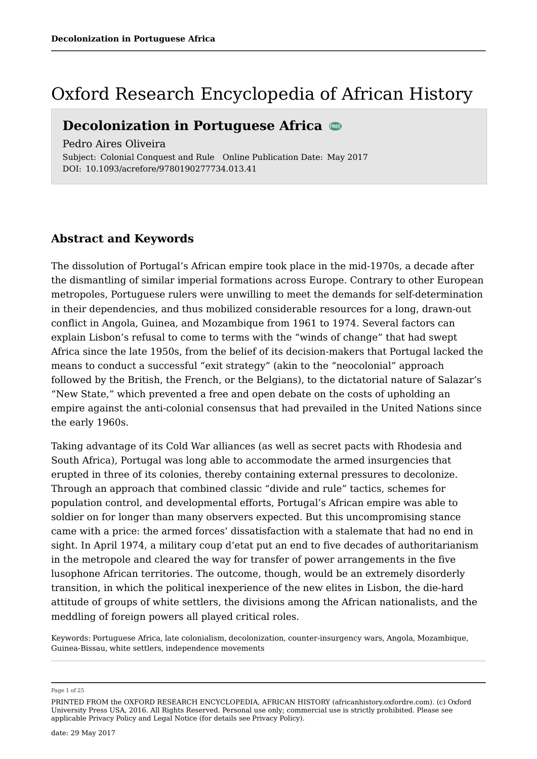# Oxford Research Encyclopedia of African History

## Decolonization in Portuguese Africa

Pedro Aires Oliveira

Subject: Colonial Conquest and Rule Online Publication Date: May 2017

DOI: 10.1093/acrefore/9780190277734.013.41

### Abstract and Keywords

The dissolution of Portugal's African empire took place in the mid-1970s, a decade after the dismantling of similar imperial formations across Europe. Contrary to other European metropoles, Portuguese rulers were unwilling to meet the demands for self-determination in their dependencies, and thus mobilized considerable resources for a long, drawn-out conflict in Angola, Guinea, and Mozambique from 1961 to 1974. Several factors can explain Lisbon's refusal to come to terms with the "winds of change" that had swept Africa since the late 1950s, from the belief of its decision-makers that Portugal lacked the means to conduct a successful "exit strategy" (akin to the "neocolonial" approach followed by the British, the French, or the Belgians), to the dictatorial nature of Salazar's "New State," which prevented a free and open debate on the costs of upholding an empire against the anti-colonial consensus that had prevailed in the United Nations since the early 1960s.

Taking advantage of its Cold War alliances (as well as secret pacts with Rhodesia and South Africa), Portugal was long able to accommodate the armed insurgencies that erupted in three of its colonies, thereby containing external pressures to decolonize. Through an approach that combined classic "divide and rule" tactics, schemes for population control, and developmental efforts, Portugal's African empire was able to soldier on for longer than many observers expected. But this uncompromising stance came with a price: the armed forces' dissatisfaction with a stalemate that had no end in sight. In April 1974, a military coup d'etat put an end to five decades of authoritarianism in the metropole and cleared the way for transfer of power arrangements in the five lusophone African territories. The outcome, though, would be an extremely disorderly transition, in which the political inexperience of the new elites in Lisbon, the die-hard attitude of groups of white settlers, the divisions among the African nationalists, and the meddling of foreign powers all played critical roles.

Keywords: Portuguese Africa, late colonialism, decolonization, counter-insurgency wars, Angola, Mozambique, Guinea-Bissau, white settlers, independence movements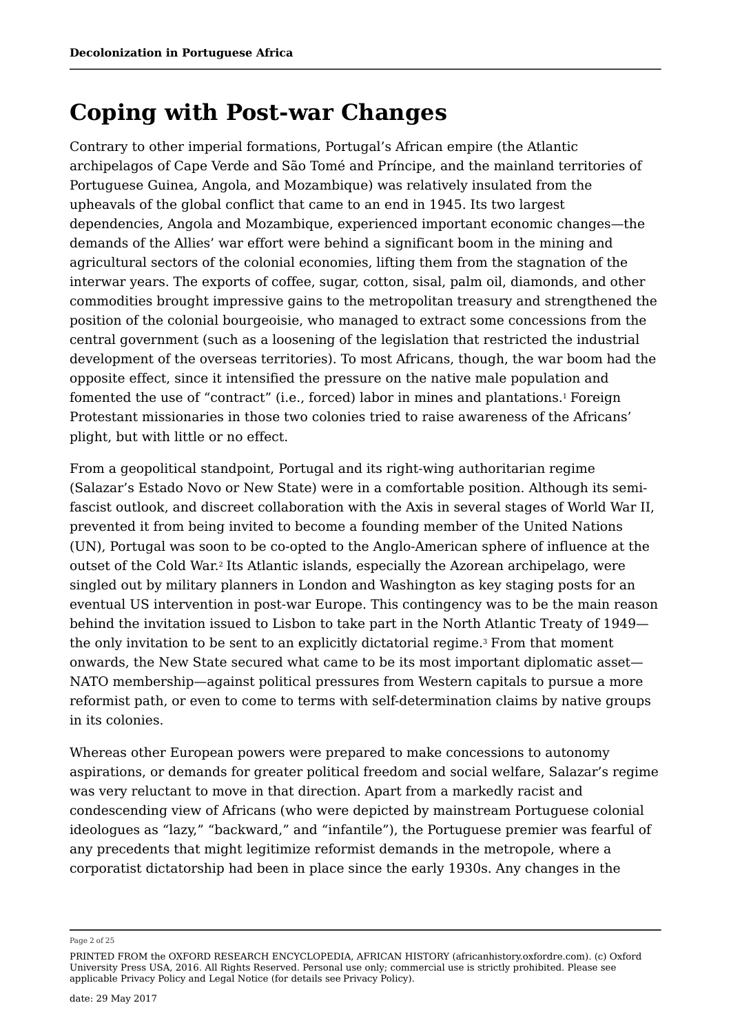## Coping with Post-war Changes

Contrary to other imperial formations, Portugal's African empire (the Atlantic archipelagos of Cape Verde and São Tomé and Príncipe, and the mainland territories of Portuguese Guinea, Angola, and Mozambique) was relatively insulated from the upheavals of the global conflict that came to an end in 1945. Its two largest dependencies, Angola and Mozambique, experienced important economic changes—the demands of the Allies' war effort were behind a significant boom in the mining and agricultural sectors of the colonial economies, lifting them from the stagnation of the interwar years. The exports of coffee, sugar, cotton, sisal, palm oil, diamonds, and other commodities brought impressive gains to the metropolitan treasury and strengthened the position of the colonial bourgeoisie, who managed to extract some concessions from the central government (such as a loosening of the legislation that restricted the industrial development of the overseas territories). To most Africans, though, the war boom had the opposite effect, since it intensified the pressure on the native male population and fomented the use of "contract" (i.e., forced) labor in mines and plantations.[1] Foreign Protestant missionaries in those two colonies tried to raise awareness of the Africans' plight, but with little or no effect.

From a geopolitical standpoint, Portugal and its right-wing authoritarian regime (Salazar's Estado Novo or New State) were in a comfortable position. Although its semi-fascist outlook, and discreet collaboration with the Axis in several stages of World War II, prevented it from being invited to become a founding member of the United Nations (UN), Portugal was soon to be co-opted to the Anglo-American sphere of influence at the outset of the Cold War.[2] Its Atlantic islands, especially the Azorean archipelago, were singled out by military planners in London and Washington as key staging posts for an eventual US intervention in post-war Europe. This contingency was to be the main reason behind the invitation issued to Lisbon to take part in the North Atlantic Treaty of 1949—the only invitation to be sent to an explicitly dictatorial regime.[3] From that moment onwards, the New State secured what came to be its most important diplomatic asset—NATO membership—against political pressures from Western capitals to pursue a more reformist path, or even to come to terms with self-determination claims by native groups in its colonies.

Whereas other European powers were prepared to make concessions to autonomy aspirations, or demands for greater political freedom and social welfare, Salazar's regime was very reluctant to move in that direction. Apart from a markedly racist and condescending view of Africans (who were depicted by mainstream Portuguese colonial ideologues as "lazy," "backward," and "infantile"), the Portuguese premier was fearful of any precedents that might legitimize reformist demands in the metropole, where a corporatist dictatorship had been in place since the early 1930s. Any changes in the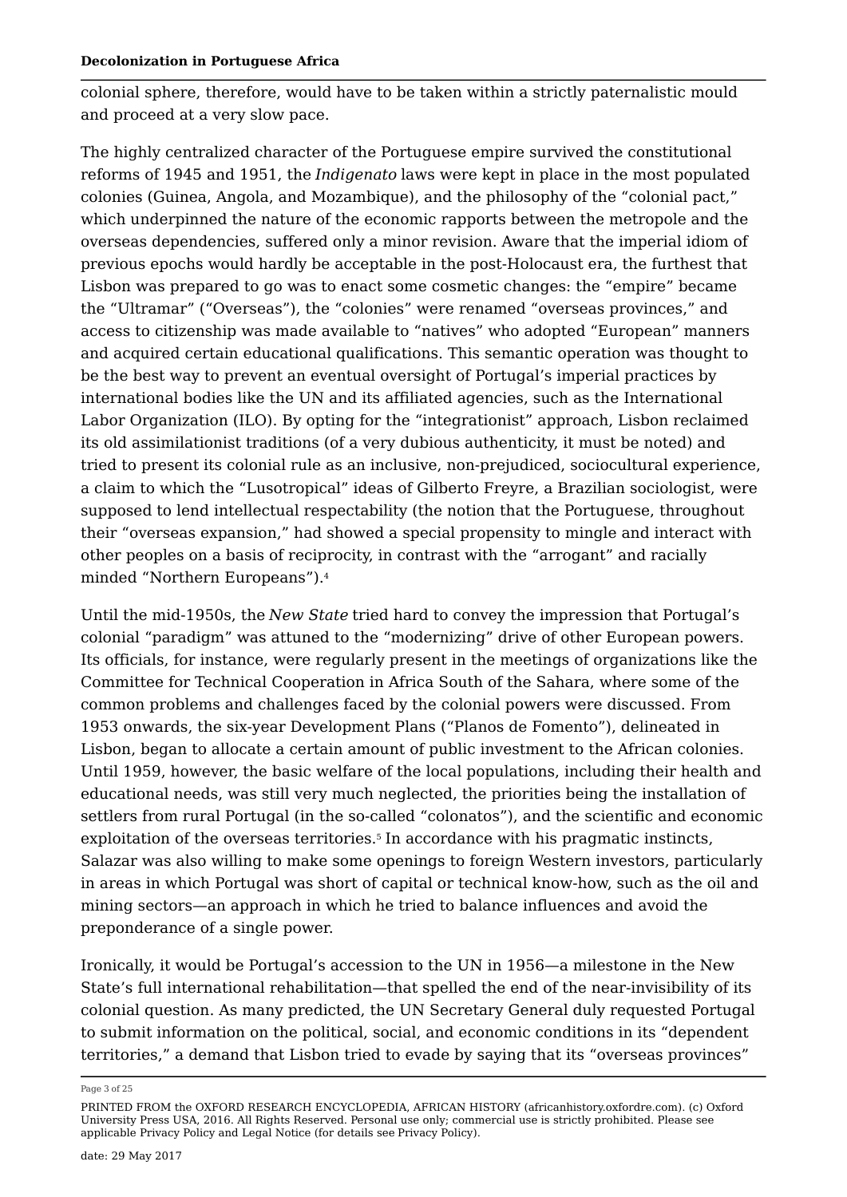colonial sphere, therefore, would have to be taken within a strictly paternalistic mould and proceed at a very slow pace.

The highly centralized character of the Portuguese empire survived the constitutional reforms of 1945 and 1951, the *Indigenato* laws were kept in place in the most populated colonies (Guinea, Angola, and Mozambique), and the philosophy of the "colonial pact," which underpinned the nature of the economic rapports between the metropole and the overseas dependencies, suffered only a minor revision. Aware that the imperial idiom of previous epochs would hardly be acceptable in the post-Holocaust era, the furthest that Lisbon was prepared to go was to enact some cosmetic changes: the "empire" became the "Ultramar" ("Overseas"), the "colonies" were renamed "overseas provinces," and access to citizenship was made available to "natives" who adopted "European" manners and acquired certain educational qualifications. This semantic operation was thought to be the best way to prevent an eventual oversight of Portugal's imperial practices by international bodies like the UN and its affiliated agencies, such as the International Labor Organization (ILO). By opting for the "integrationist" approach, Lisbon reclaimed its old assimilationist traditions (of a very dubious authenticity, it must be noted) and tried to present its colonial rule as an inclusive, non-prejudiced, sociocultural experience, a claim to which the "Lusotropical" ideas of Gilberto Freyre, a Brazilian sociologist, were supposed to lend intellectual respectability (the notion that the Portuguese, throughout their "overseas expansion," had showed a special propensity to mingle and interact with other peoples on a basis of reciprocity, in contrast with the "arrogant" and racially minded "Northern Europeans").[4]

Until the mid-1950s, the *New State* tried hard to convey the impression that Portugal's colonial "paradigm" was attuned to the "modernizing" drive of other European powers. Its officials, for instance, were regularly present in the meetings of organizations like the Committee for Technical Cooperation in Africa South of the Sahara, where some of the common problems and challenges faced by the colonial powers were discussed. From 1953 onwards, the six-year Development Plans ("Planos de Fomento"), delineated in Lisbon, began to allocate a certain amount of public investment to the African colonies. Until 1959, however, the basic welfare of the local populations, including their health and educational needs, was still very much neglected, the priorities being the installation of settlers from rural Portugal (in the so-called "colonatos"), and the scientific and economic exploitation of the overseas territories.[5] In accordance with his pragmatic instincts, Salazar was also willing to make some openings to foreign Western investors, particularly in areas in which Portugal was short of capital or technical know-how, such as the oil and mining sectors—an approach in which he tried to balance influences and avoid the preponderance of a single power.

Ironically, it would be Portugal's accession to the UN in 1956—a milestone in the New State's full international rehabilitation—that spelled the end of the near-invisibility of its colonial question. As many predicted, the UN Secretary General duly requested Portugal to submit information on the political, social, and economic conditions in its "dependent territories," a demand that Lisbon tried to evade by saying that its "overseas provinces"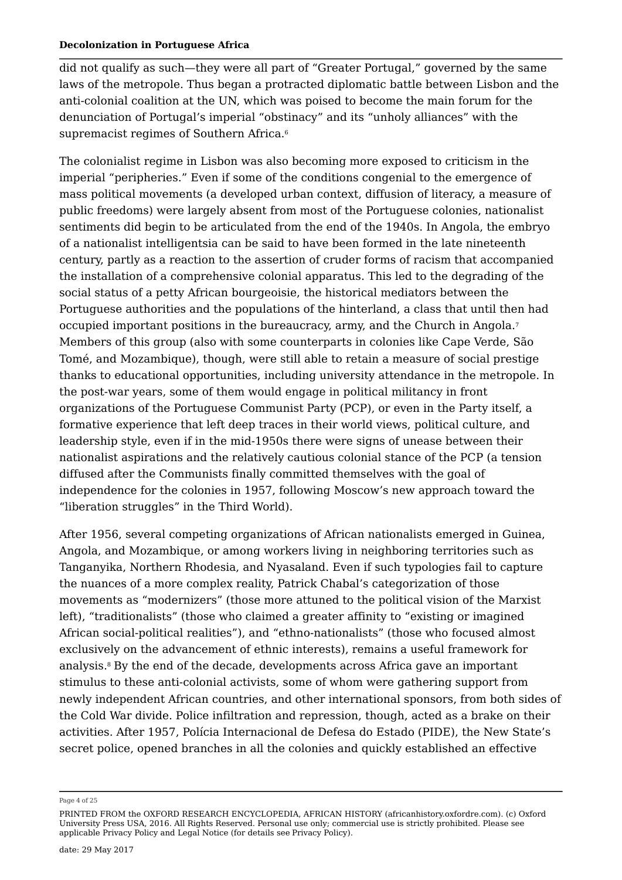did not qualify as such—they were all part of "Greater Portugal," governed by the same laws of the metropole. Thus began a protracted diplomatic battle between Lisbon and the anti-colonial coalition at the UN, which was poised to become the main forum for the denunciation of Portugal's imperial "obstinacy" and its "unholy alliances" with the supremacist regimes of Southern Africa.[6]

The colonialist regime in Lisbon was also becoming more exposed to criticism in the imperial "peripheries." Even if some of the conditions congenial to the emergence of mass political movements (a developed urban context, diffusion of literacy, a measure of public freedoms) were largely absent from most of the Portuguese colonies, nationalist sentiments did begin to be articulated from the end of the 1940s. In Angola, the embryo of a nationalist intelligentsia can be said to have been formed in the late nineteenth century, partly as a reaction to the assertion of cruder forms of racism that accompanied the installation of a comprehensive colonial apparatus. This led to the degrading of the social status of a petty African bourgeoisie, the historical mediators between the Portuguese authorities and the populations of the hinterland, a class that until then had occupied important positions in the bureaucracy, army, and the Church in Angola.[7] Members of this group (also with some counterparts in colonies like Cape Verde, São Tomé, and Mozambique), though, were still able to retain a measure of social prestige thanks to educational opportunities, including university attendance in the metropole. In the post-war years, some of them would engage in political militancy in front organizations of the Portuguese Communist Party (PCP), or even in the Party itself, a formative experience that left deep traces in their world views, political culture, and leadership style, even if in the mid-1950s there were signs of unease between their nationalist aspirations and the relatively cautious colonial stance of the PCP (a tension diffused after the Communists finally committed themselves with the goal of independence for the colonies in 1957, following Moscow's new approach toward the "liberation struggles" in the Third World).

After 1956, several competing organizations of African nationalists emerged in Guinea, Angola, and Mozambique, or among workers living in neighboring territories such as Tanganyika, Northern Rhodesia, and Nyasaland. Even if such typologies fail to capture the nuances of a more complex reality, Patrick Chabal's categorization of those movements as "modernizers" (those more attuned to the political vision of the Marxist left), "traditionalists" (those who claimed a greater affinity to "existing or imagined African social-political realities"), and "ethno-nationalists" (those who focused almost exclusively on the advancement of ethnic interests), remains a useful framework for analysis.[8] By the end of the decade, developments across Africa gave an important stimulus to these anti-colonial activists, some of whom were gathering support from newly independent African countries, and other international sponsors, from both sides of the Cold War divide. Police infiltration and repression, though, acted as a brake on their activities. After 1957, Polícia Internacional de Defesa do Estado (PIDE), the New State's secret police, opened branches in all the colonies and quickly established an effective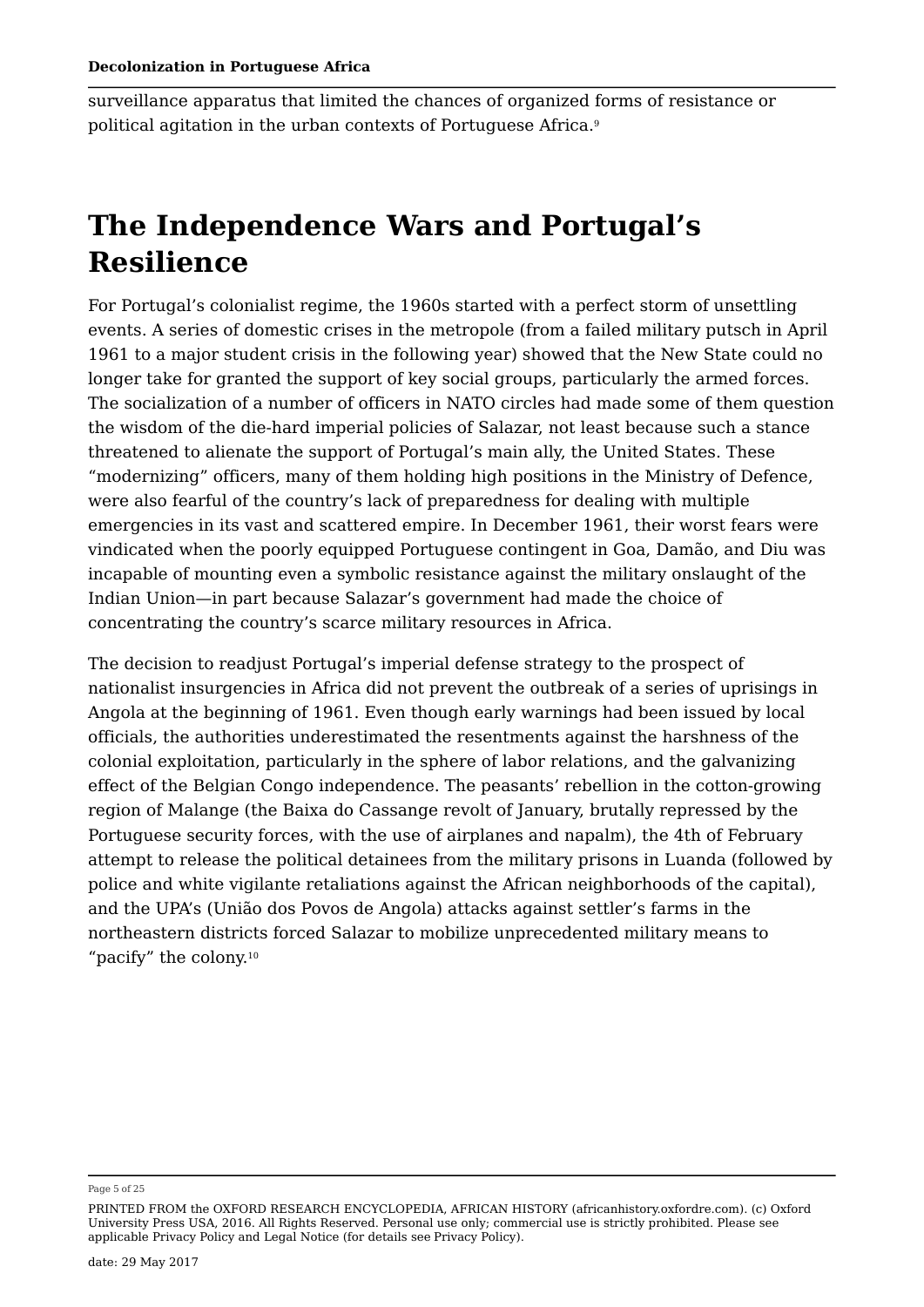surveillance apparatus that limited the chances of organized forms of resistance or political agitation in the urban contexts of Portuguese Africa.[9]

## The Independence Wars and Portugal's Resilience

For Portugal's colonialist regime, the 1960s started with a perfect storm of unsettling events. A series of domestic crises in the metropole (from a failed military putsch in April 1961 to a major student crisis in the following year) showed that the New State could no longer take for granted the support of key social groups, particularly the armed forces. The socialization of a number of officers in NATO circles had made some of them question the wisdom of the die-hard imperial policies of Salazar, not least because such a stance threatened to alienate the support of Portugal's main ally, the United States. These "modernizing" officers, many of them holding high positions in the Ministry of Defence, were also fearful of the country's lack of preparedness for dealing with multiple emergencies in its vast and scattered empire. In December 1961, their worst fears were vindicated when the poorly equipped Portuguese contingent in Goa, Damão, and Diu was incapable of mounting even a symbolic resistance against the military onslaught of the Indian Union—in part because Salazar's government had made the choice of concentrating the country's scarce military resources in Africa.

The decision to readjust Portugal's imperial defense strategy to the prospect of nationalist insurgencies in Africa did not prevent the outbreak of a series of uprisings in Angola at the beginning of 1961. Even though early warnings had been issued by local officials, the authorities underestimated the resentments against the harshness of the colonial exploitation, particularly in the sphere of labor relations, and the galvanizing effect of the Belgian Congo independence. The peasants' rebellion in the cotton-growing region of Malange (the Baixa do Cassange revolt of January, brutally repressed by the Portuguese security forces, with the use of airplanes and napalm), the 4th of February attempt to release the political detainees from the military prisons in Luanda (followed by police and white vigilante retaliations against the African neighborhoods of the capital), and the UPA's (União dos Povos de Angola) attacks against settler's farms in the northeastern districts forced Salazar to mobilize unprecedented military means to "pacify" the colony.[10]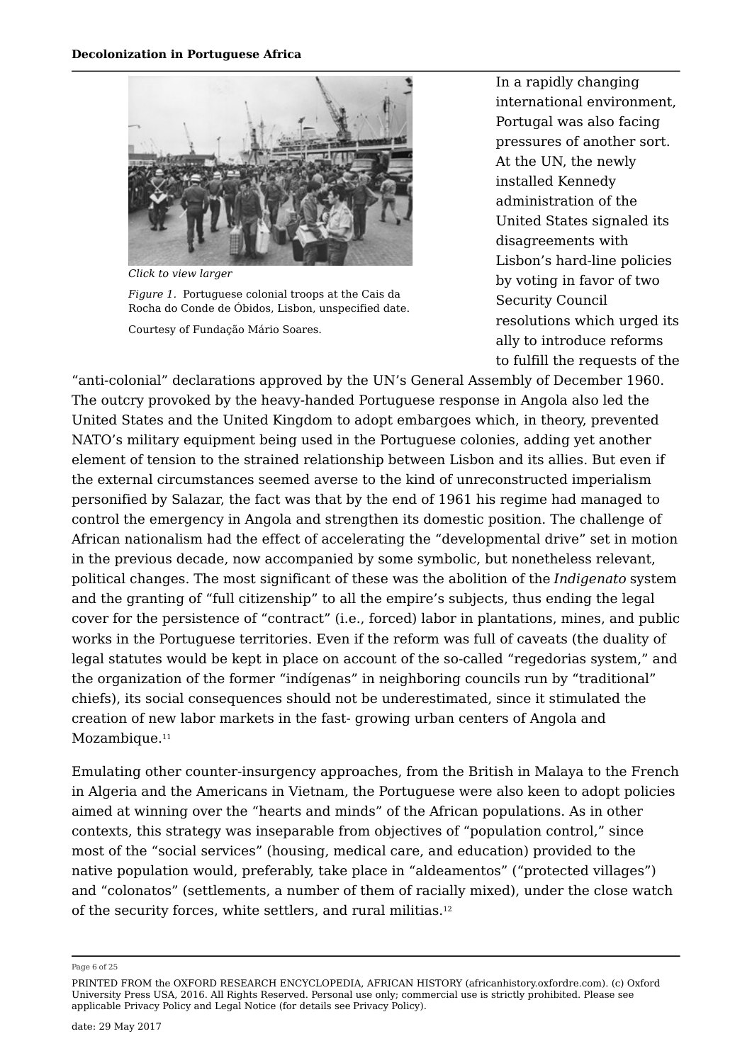*Click to view larger*

*Figure 1.* Portuguese colonial troops at the Cais da Rocha do Conde de Óbidos, Lisbon, unspecified date.

Courtesy of Fundação Mário Soares.

In a rapidly changing international environment, Portugal was also facing pressures of another sort. At the UN, the newly installed Kennedy administration of the United States signaled its disagreements with Lisbon's hard-line policies by voting in favor of two Security Council resolutions which urged its ally to introduce reforms to fulfill the requests of the "anti-colonial" declarations approved by the UN's General Assembly of December 1960. The outcry provoked by the heavy-handed Portuguese response in Angola also led the United States and the United Kingdom to adopt embargoes which, in theory, prevented NATO's military equipment being used in the Portuguese colonies, adding yet another element of tension to the strained relationship between Lisbon and its allies. But even if the external circumstances seemed averse to the kind of unreconstructed imperialism personified by Salazar, the fact was that by the end of 1961 his regime had managed to control the emergency in Angola and strengthen its domestic position. The challenge of African nationalism had the effect of accelerating the "developmental drive" set in motion in the previous decade, now accompanied by some symbolic, but nonetheless relevant, political changes. The most significant of these was the abolition of the *Indigenato* system and the granting of "full citizenship" to all the empire's subjects, thus ending the legal cover for the persistence of "contract" (i.e., forced) labor in plantations, mines, and public works in the Portuguese territories. Even if the reform was full of caveats (the duality of legal statutes would be kept in place on account of the so-called "regedorias system," and the organization of the former "indígenas" in neighboring councils run by "traditional" chiefs), its social consequences should not be underestimated, since it stimulated the creation of new labor markets in the fast- growing urban centers of Angola and Mozambique.[11]

Emulating other counter-insurgency approaches, from the British in Malaya to the French in Algeria and the Americans in Vietnam, the Portuguese were also keen to adopt policies aimed at winning over the "hearts and minds" of the African populations. As in other contexts, this strategy was inseparable from objectives of "population control," since most of the "social services" (housing, medical care, and education) provided to the native population would, preferably, take place in "aldeamentos" ("protected villages") and "colonatos" (settlements, a number of them of racially mixed), under the close watch of the security forces, white settlers, and rural militias.[12]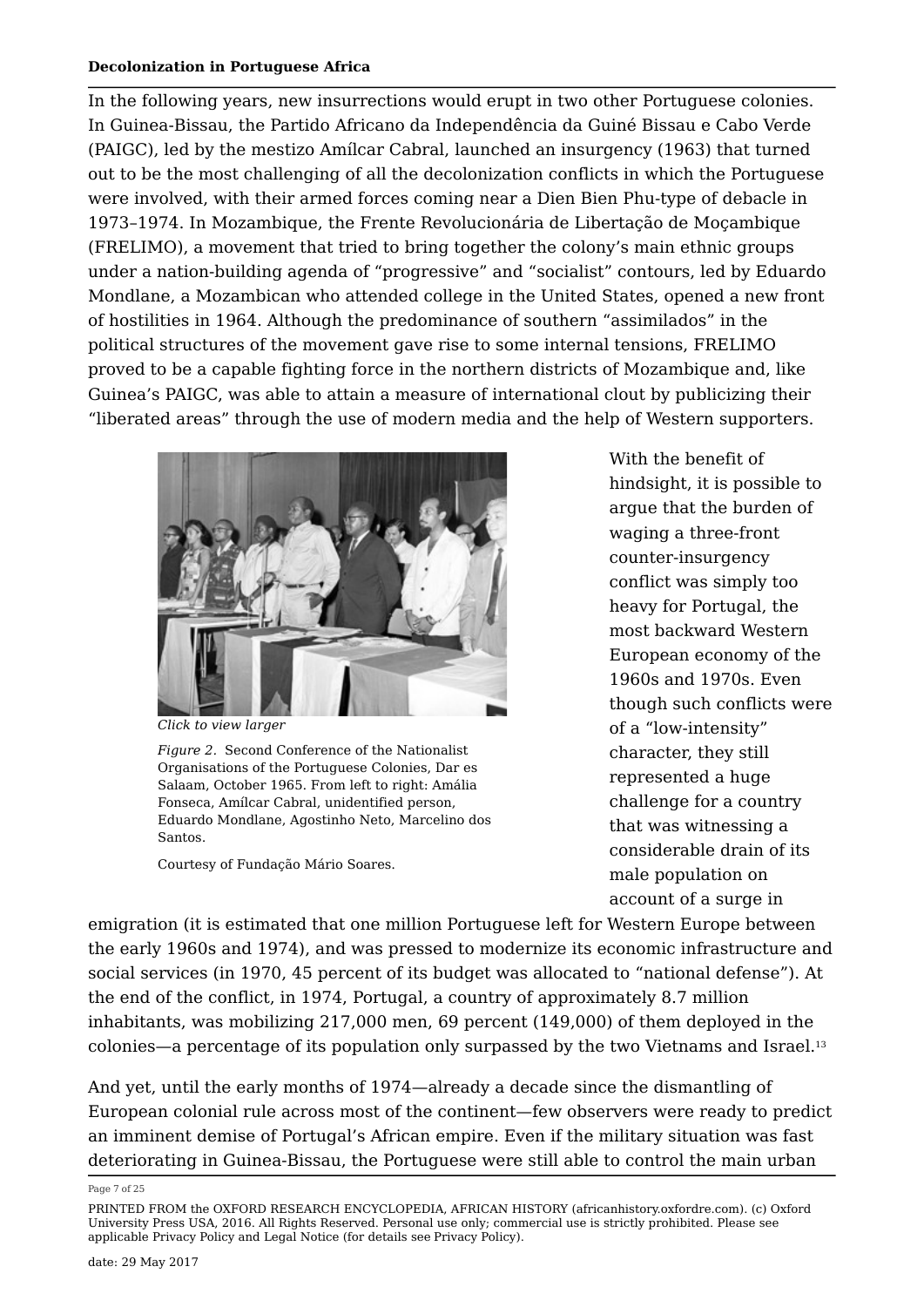In the following years, new insurrections would erupt in two other Portuguese colonies. In Guinea-Bissau, the Partido Africano da Independência da Guiné Bissau e Cabo Verde (PAIGC), led by the mestizo Amílcar Cabral, launched an insurgency (1963) that turned out to be the most challenging of all the decolonization conflicts in which the Portuguese were involved, with their armed forces coming near a Dien Bien Phu-type of debacle in 1973–1974. In Mozambique, the Frente Revolucionária de Libertação de Moçambique (FRELIMO), a movement that tried to bring together the colony's main ethnic groups under a nation-building agenda of "progressive" and "socialist" contours, led by Eduardo Mondlane, a Mozambican who attended college in the United States, opened a new front of hostilities in 1964. Although the predominance of southern "assimilados" in the political structures of the movement gave rise to some internal tensions, FRELIMO proved to be a capable fighting force in the northern districts of Mozambique and, like Guinea's PAIGC, was able to attain a measure of international clout by publicizing their "liberated areas" through the use of modern media and the help of Western supporters.

*Click to view larger*

*Figure 2.* Second Conference of the Nationalist Organisations of the Portuguese Colonies, Dar es Salaam, October 1965. From left to right: Amália Fonseca, Amílcar Cabral, unidentified person, Eduardo Mondlane, Agostinho Neto, Marcelino dos Santos.

Courtesy of Fundação Mário Soares.

With the benefit of hindsight, it is possible to argue that the burden of waging a three-front counter-insurgency conflict was simply too heavy for Portugal, the most backward Western European economy of the 1960s and 1970s. Even though such conflicts were of a "low-intensity" character, they still represented a huge challenge for a country that was witnessing a considerable drain of its male population on account of a surge in emigration (it is estimated that one million Portuguese left for Western Europe between the early 1960s and 1974), and was pressed to modernize its economic infrastructure and social services (in 1970, 45 percent of its budget was allocated to "national defense"). At the end of the conflict, in 1974, Portugal, a country of approximately 8.7 million inhabitants, was mobilizing 217,000 men, 69 percent (149,000) of them deployed in the colonies—a percentage of its population only surpassed by the two Vietnams and Israel.[13]

And yet, until the early months of 1974—already a decade since the dismantling of European colonial rule across most of the continent—few observers were ready to predict an imminent demise of Portugal's African empire. Even if the military situation was fast deteriorating in Guinea-Bissau, the Portuguese were still able to control the main urban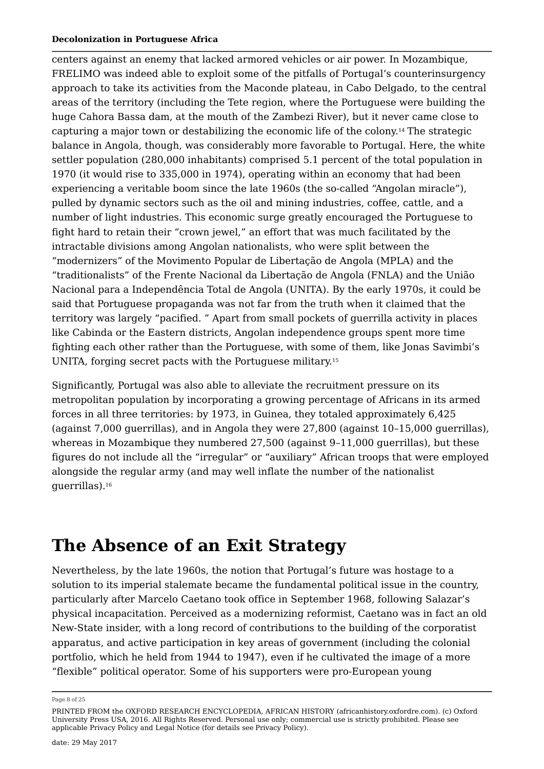centers against an enemy that lacked armored vehicles or air power. In Mozambique, FRELIMO was indeed able to exploit some of the pitfalls of Portugal's counterinsurgency approach to take its activities from the Maconde plateau, in Cabo Delgado, to the central areas of the territory (including the Tete region, where the Portuguese were building the huge Cahora Bassa dam, at the mouth of the Zambezi River), but it never came close to capturing a major town or destabilizing the economic life of the colony.[14] The strategic balance in Angola, though, was considerably more favorable to Portugal. Here, the white settler population (280,000 inhabitants) comprised 5.1 percent of the total population in 1970 (it would rise to 335,000 in 1974), operating within an economy that had been experiencing a veritable boom since the late 1960s (the so-called "Angolan miracle"), pulled by dynamic sectors such as the oil and mining industries, coffee, cattle, and a number of light industries. This economic surge greatly encouraged the Portuguese to fight hard to retain their "crown jewel," an effort that was much facilitated by the intractable divisions among Angolan nationalists, who were split between the "modernizers" of the Movimento Popular de Libertação de Angola (MPLA) and the "traditionalists" of the Frente Nacional da Libertação de Angola (FNLA) and the União Nacional para a Independência Total de Angola (UNITA). By the early 1970s, it could be said that Portuguese propaganda was not far from the truth when it claimed that the territory was largely "pacified. " Apart from small pockets of guerrilla activity in places like Cabinda or the Eastern districts, Angolan independence groups spent more time fighting each other rather than the Portuguese, with some of them, like Jonas Savimbi's UNITA, forging secret pacts with the Portuguese military.[15]

Significantly, Portugal was also able to alleviate the recruitment pressure on its metropolitan population by incorporating a growing percentage of Africans in its armed forces in all three territories: by 1973, in Guinea, they totaled approximately 6,425 (against 7,000 guerrillas), and in Angola they were 27,800 (against 10–15,000 guerrillas), whereas in Mozambique they numbered 27,500 (against 9–11,000 guerrillas), but these figures do not include all the "irregular" or "auxiliary" African troops that were employed alongside the regular army (and may well inflate the number of the nationalist guerrillas).[16]

# The Absence of an Exit Strategy

Nevertheless, by the late 1960s, the notion that Portugal's future was hostage to a solution to its imperial stalemate became the fundamental political issue in the country, particularly after Marcelo Caetano took office in September 1968, following Salazar's physical incapacitation. Perceived as a modernizing reformist, Caetano was in fact an old New-State insider, with a long record of contributions to the building of the corporatist apparatus, and active participation in key areas of government (including the colonial portfolio, which he held from 1944 to 1947), even if he cultivated the image of a more "flexible" political operator. Some of his supporters were pro-European young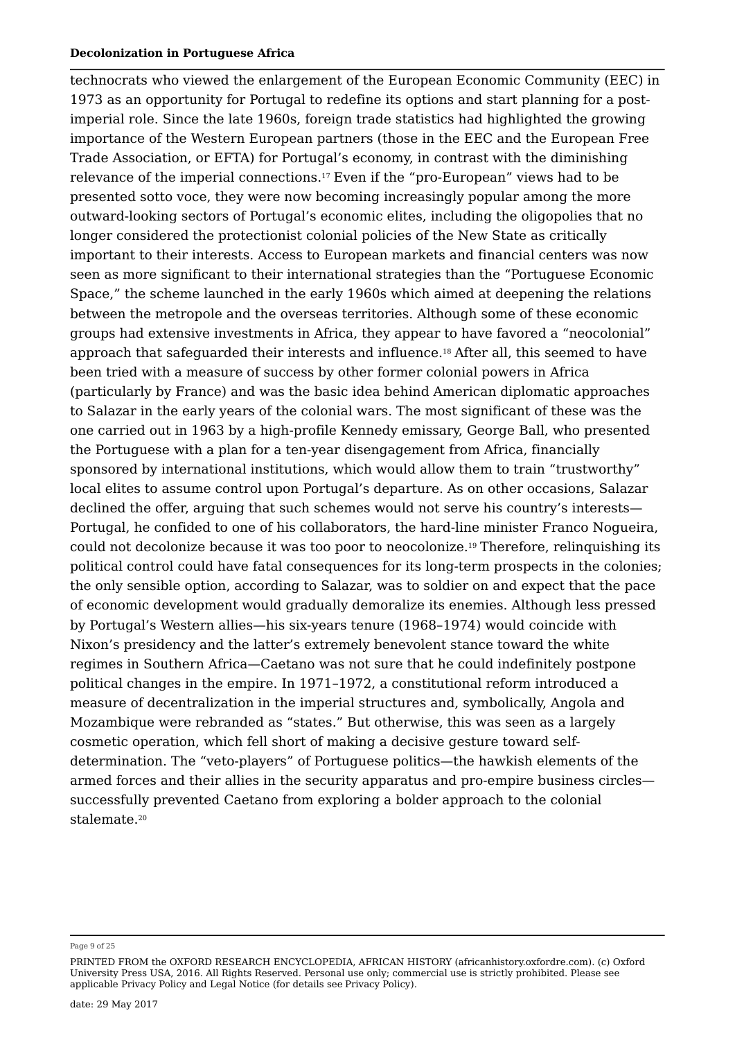technocrats who viewed the enlargement of the European Economic Community (EEC) in 1973 as an opportunity for Portugal to redefine its options and start planning for a post-imperial role. Since the late 1960s, foreign trade statistics had highlighted the growing importance of the Western European partners (those in the EEC and the European Free Trade Association, or EFTA) for Portugal's economy, in contrast with the diminishing relevance of the imperial connections.[17] Even if the "pro-European" views had to be presented sotto voce, they were now becoming increasingly popular among the more outward-looking sectors of Portugal's economic elites, including the oligopolies that no longer considered the protectionist colonial policies of the New State as critically important to their interests. Access to European markets and financial centers was now seen as more significant to their international strategies than the "Portuguese Economic Space," the scheme launched in the early 1960s which aimed at deepening the relations between the metropole and the overseas territories. Although some of these economic groups had extensive investments in Africa, they appear to have favored a "neocolonial" approach that safeguarded their interests and influence.[18] After all, this seemed to have been tried with a measure of success by other former colonial powers in Africa (particularly by France) and was the basic idea behind American diplomatic approaches to Salazar in the early years of the colonial wars. The most significant of these was the one carried out in 1963 by a high-profile Kennedy emissary, George Ball, who presented the Portuguese with a plan for a ten-year disengagement from Africa, financially sponsored by international institutions, which would allow them to train "trustworthy" local elites to assume control upon Portugal's departure. As on other occasions, Salazar declined the offer, arguing that such schemes would not serve his country's interests—Portugal, he confided to one of his collaborators, the hard-line minister Franco Nogueira, could not decolonize because it was too poor to neocolonize.[19] Therefore, relinquishing its political control could have fatal consequences for its long-term prospects in the colonies; the only sensible option, according to Salazar, was to soldier on and expect that the pace of economic development would gradually demoralize its enemies. Although less pressed by Portugal's Western allies—his six-years tenure (1968–1974) would coincide with Nixon's presidency and the latter's extremely benevolent stance toward the white regimes in Southern Africa—Caetano was not sure that he could indefinitely postpone political changes in the empire. In 1971–1972, a constitutional reform introduced a measure of decentralization in the imperial structures and, symbolically, Angola and Mozambique were rebranded as "states." But otherwise, this was seen as a largely cosmetic operation, which fell short of making a decisive gesture toward self-determination. The "veto-players" of Portuguese politics—the hawkish elements of the armed forces and their allies in the security apparatus and pro-empire business circles—successfully prevented Caetano from exploring a bolder approach to the colonial stalemate.[20]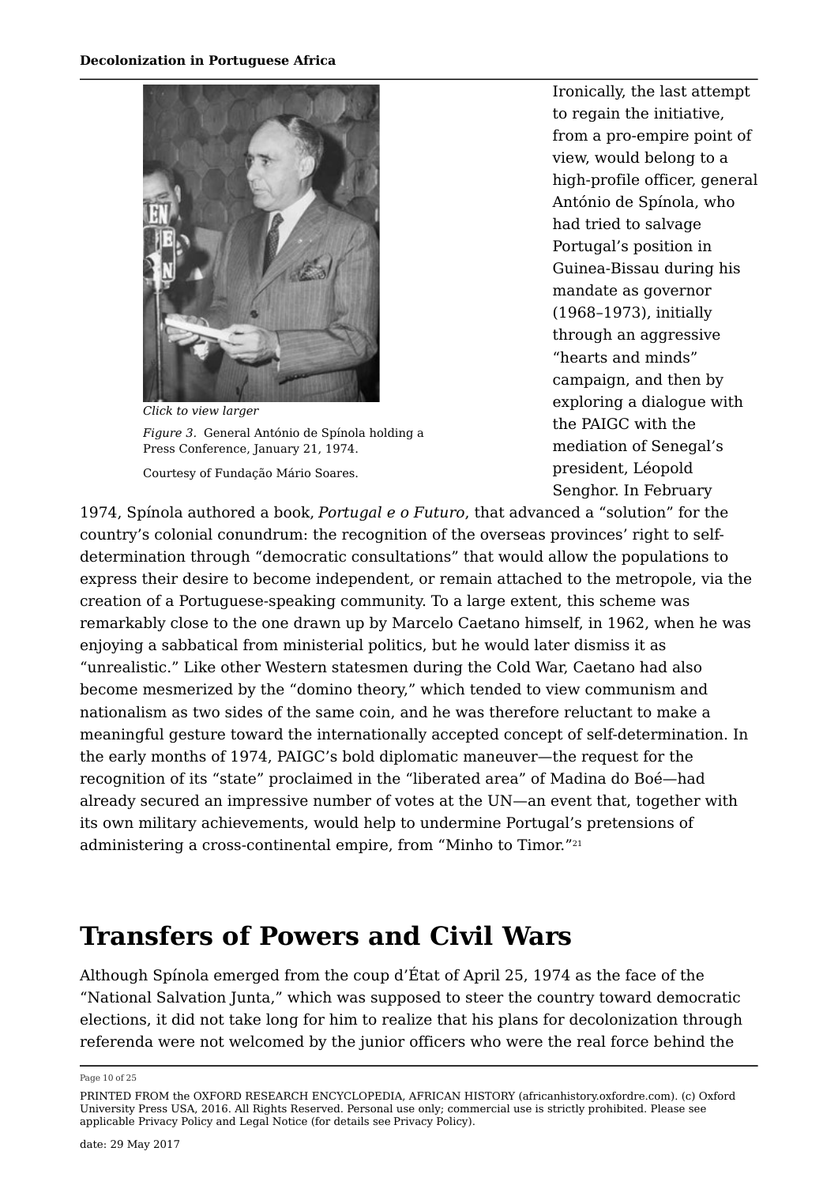*Click to view larger*

*Figure 3.* General António de Spínola holding a Press Conference, January 21, 1974.

Courtesy of Fundação Mário Soares.

Ironically, the last attempt to regain the initiative, from a pro-empire point of view, would belong to a high-profile officer, general António de Spínola, who had tried to salvage Portugal's position in Guinea-Bissau during his mandate as governor (1968–1973), initially through an aggressive "hearts and minds" campaign, and then by exploring a dialogue with the PAIGC with the mediation of Senegal's president, Léopold Senghor. In February 1974, Spínola authored a book, *Portugal e o Futuro*, that advanced a "solution" for the country's colonial conundrum: the recognition of the overseas provinces' right to self-determination through "democratic consultations" that would allow the populations to express their desire to become independent, or remain attached to the metropole, via the creation of a Portuguese-speaking community. To a large extent, this scheme was remarkably close to the one drawn up by Marcelo Caetano himself, in 1962, when he was enjoying a sabbatical from ministerial politics, but he would later dismiss it as "unrealistic." Like other Western statesmen during the Cold War, Caetano had also become mesmerized by the "domino theory," which tended to view communism and nationalism as two sides of the same coin, and he was therefore reluctant to make a meaningful gesture toward the internationally accepted concept of self-determination. In the early months of 1974, PAIGC's bold diplomatic maneuver—the request for the recognition of its "state" proclaimed in the "liberated area" of Madina do Boé—had already secured an impressive number of votes at the UN—an event that, together with its own military achievements, would help to undermine Portugal's pretensions of administering a cross-continental empire, from "Minho to Timor."[21]

## Transfers of Powers and Civil Wars

Although Spínola emerged from the coup d'État of April 25, 1974 as the face of the "National Salvation Junta," which was supposed to steer the country toward democratic elections, it did not take long for him to realize that his plans for decolonization through referenda were not welcomed by the junior officers who were the real force behind the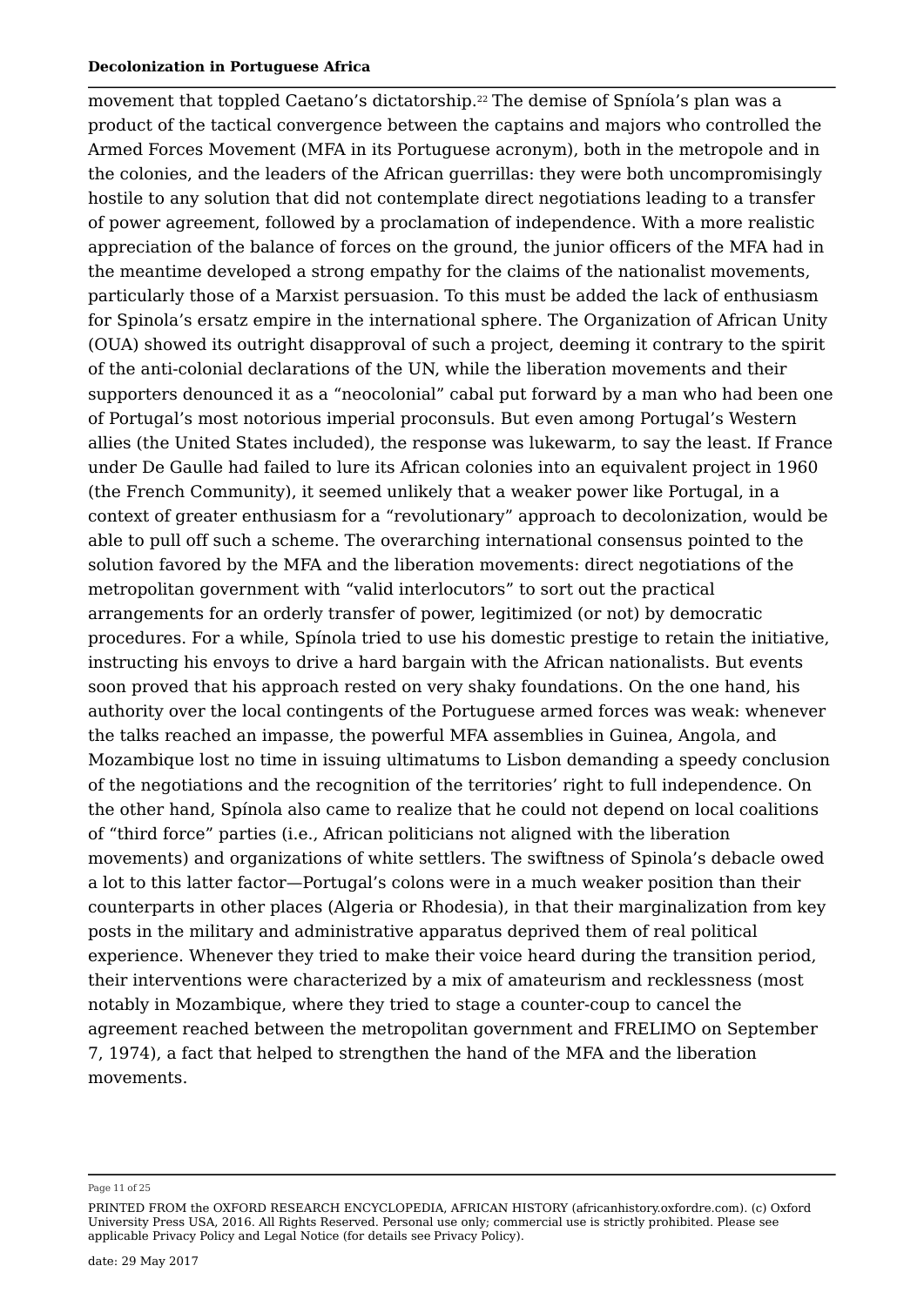movement that toppled Caetano's dictatorship.[22] The demise of Spníola's plan was a product of the tactical convergence between the captains and majors who controlled the Armed Forces Movement (MFA in its Portuguese acronym), both in the metropole and in the colonies, and the leaders of the African guerrillas: they were both uncompromisingly hostile to any solution that did not contemplate direct negotiations leading to a transfer of power agreement, followed by a proclamation of independence. With a more realistic appreciation of the balance of forces on the ground, the junior officers of the MFA had in the meantime developed a strong empathy for the claims of the nationalist movements, particularly those of a Marxist persuasion. To this must be added the lack of enthusiasm for Spinola's ersatz empire in the international sphere. The Organization of African Unity (OUA) showed its outright disapproval of such a project, deeming it contrary to the spirit of the anti-colonial declarations of the UN, while the liberation movements and their supporters denounced it as a "neocolonial" cabal put forward by a man who had been one of Portugal's most notorious imperial proconsuls. But even among Portugal's Western allies (the United States included), the response was lukewarm, to say the least. If France under De Gaulle had failed to lure its African colonies into an equivalent project in 1960 (the French Community), it seemed unlikely that a weaker power like Portugal, in a context of greater enthusiasm for a "revolutionary" approach to decolonization, would be able to pull off such a scheme. The overarching international consensus pointed to the solution favored by the MFA and the liberation movements: direct negotiations of the metropolitan government with "valid interlocutors" to sort out the practical arrangements for an orderly transfer of power, legitimized (or not) by democratic procedures. For a while, Spínola tried to use his domestic prestige to retain the initiative, instructing his envoys to drive a hard bargain with the African nationalists. But events soon proved that his approach rested on very shaky foundations. On the one hand, his authority over the local contingents of the Portuguese armed forces was weak: whenever the talks reached an impasse, the powerful MFA assemblies in Guinea, Angola, and Mozambique lost no time in issuing ultimatums to Lisbon demanding a speedy conclusion of the negotiations and the recognition of the territories' right to full independence. On the other hand, Spínola also came to realize that he could not depend on local coalitions of "third force" parties (i.e., African politicians not aligned with the liberation movements) and organizations of white settlers. The swiftness of Spinola's debacle owed a lot to this latter factor—Portugal's colons were in a much weaker position than their counterparts in other places (Algeria or Rhodesia), in that their marginalization from key posts in the military and administrative apparatus deprived them of real political experience. Whenever they tried to make their voice heard during the transition period, their interventions were characterized by a mix of amateurism and recklessness (most notably in Mozambique, where they tried to stage a counter-coup to cancel the agreement reached between the metropolitan government and FRELIMO on September 7, 1974), a fact that helped to strengthen the hand of the MFA and the liberation movements.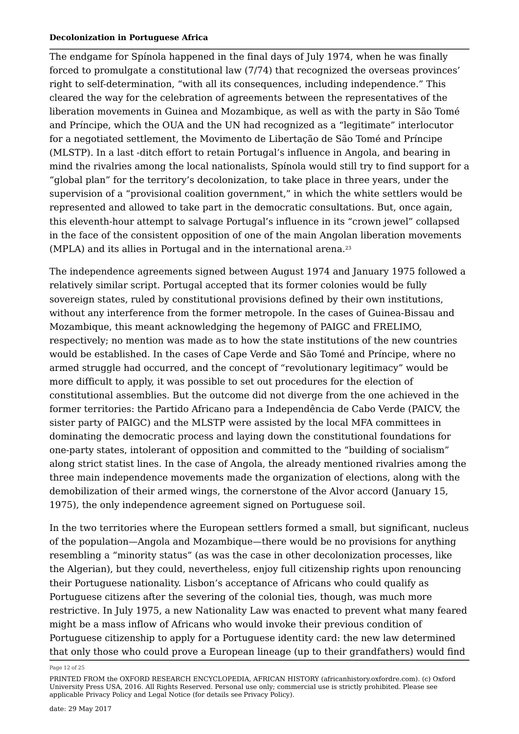The endgame for Spínola happened in the final days of July 1974, when he was finally forced to promulgate a constitutional law (7/74) that recognized the overseas provinces' right to self-determination, "with all its consequences, including independence." This cleared the way for the celebration of agreements between the representatives of the liberation movements in Guinea and Mozambique, as well as with the party in São Tomé and Príncipe, which the OUA and the UN had recognized as a "legitimate" interlocutor for a negotiated settlement, the Movimento de Libertação de São Tomé and Príncipe (MLSTP). In a last -ditch effort to retain Portugal's influence in Angola, and bearing in mind the rivalries among the local nationalists, Spínola would still try to find support for a "global plan" for the territory's decolonization, to take place in three years, under the supervision of a "provisional coalition government," in which the white settlers would be represented and allowed to take part in the democratic consultations. But, once again, this eleventh-hour attempt to salvage Portugal's influence in its "crown jewel" collapsed in the face of the consistent opposition of one of the main Angolan liberation movements (MPLA) and its allies in Portugal and in the international arena.[23]

The independence agreements signed between August 1974 and January 1975 followed a relatively similar script. Portugal accepted that its former colonies would be fully sovereign states, ruled by constitutional provisions defined by their own institutions, without any interference from the former metropole. In the cases of Guinea-Bissau and Mozambique, this meant acknowledging the hegemony of PAIGC and FRELIMO, respectively; no mention was made as to how the state institutions of the new countries would be established. In the cases of Cape Verde and São Tomé and Príncipe, where no armed struggle had occurred, and the concept of "revolutionary legitimacy" would be more difficult to apply, it was possible to set out procedures for the election of constitutional assemblies. But the outcome did not diverge from the one achieved in the former territories: the Partido Africano para a Independência de Cabo Verde (PAICV, the sister party of PAIGC) and the MLSTP were assisted by the local MFA committees in dominating the democratic process and laying down the constitutional foundations for one-party states, intolerant of opposition and committed to the "building of socialism" along strict statist lines. In the case of Angola, the already mentioned rivalries among the three main independence movements made the organization of elections, along with the demobilization of their armed wings, the cornerstone of the Alvor accord (January 15, 1975), the only independence agreement signed on Portuguese soil.

In the two territories where the European settlers formed a small, but significant, nucleus of the population—Angola and Mozambique—there would be no provisions for anything resembling a "minority status" (as was the case in other decolonization processes, like the Algerian), but they could, nevertheless, enjoy full citizenship rights upon renouncing their Portuguese nationality. Lisbon's acceptance of Africans who could qualify as Portuguese citizens after the severing of the colonial ties, though, was much more restrictive. In July 1975, a new Nationality Law was enacted to prevent what many feared might be a mass inflow of Africans who would invoke their previous condition of Portuguese citizenship to apply for a Portuguese identity card: the new law determined that only those who could prove a European lineage (up to their grandfathers) would find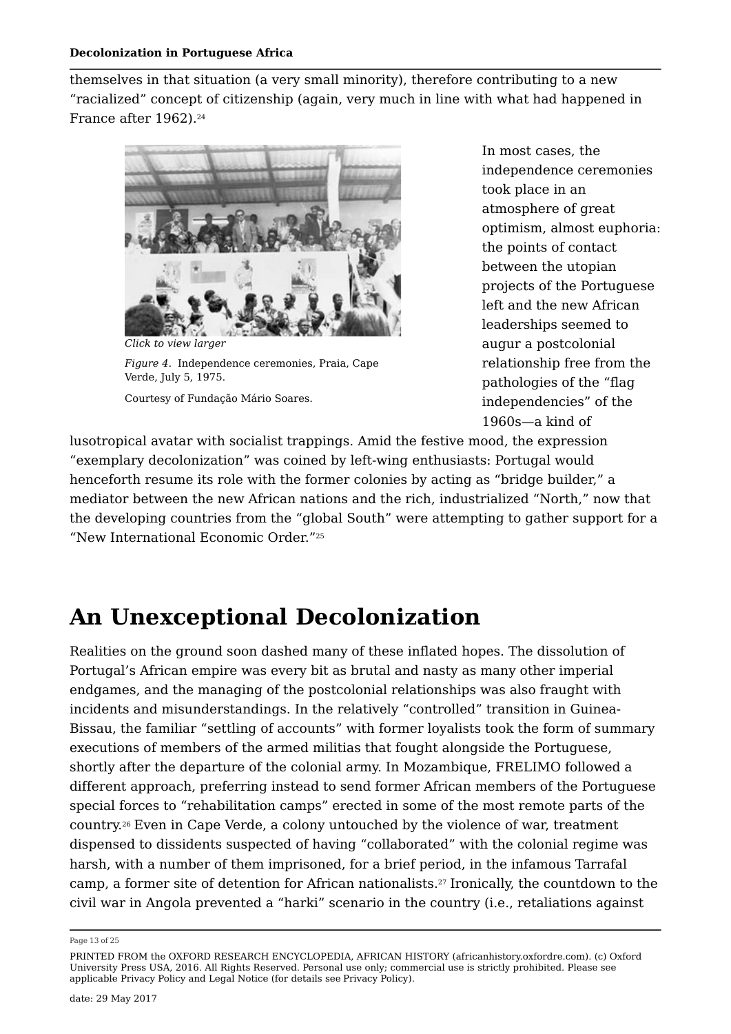themselves in that situation (a very small minority), therefore contributing to a new "racialized" concept of citizenship (again, very much in line with what had happened in France after 1962).[24]

Click to view larger

*Figure 4.* Independence ceremonies, Praia, Cape Verde, July 5, 1975.

Courtesy of Fundação Mário Soares.

In most cases, the independence ceremonies took place in an atmosphere of great optimism, almost euphoria: the points of contact between the utopian projects of the Portuguese left and the new African leaderships seemed to augur a postcolonial relationship free from the pathologies of the "flag independencies" of the 1960s—a kind of lusotropical avatar with socialist trappings. Amid the festive mood, the expression "exemplary decolonization" was coined by left-wing enthusiasts: Portugal would henceforth resume its role with the former colonies by acting as "bridge builder," a mediator between the new African nations and the rich, industrialized "North," now that the developing countries from the "global South" were attempting to gather support for a "New International Economic Order."[25]

# An Unexceptional Decolonization

Realities on the ground soon dashed many of these inflated hopes. The dissolution of Portugal's African empire was every bit as brutal and nasty as many other imperial endgames, and the managing of the postcolonial relationships was also fraught with incidents and misunderstandings. In the relatively "controlled" transition in Guinea-Bissau, the familiar "settling of accounts" with former loyalists took the form of summary executions of members of the armed militias that fought alongside the Portuguese, shortly after the departure of the colonial army. In Mozambique, FRELIMO followed a different approach, preferring instead to send former African members of the Portuguese special forces to "rehabilitation camps" erected in some of the most remote parts of the country.[26] Even in Cape Verde, a colony untouched by the violence of war, treatment dispensed to dissidents suspected of having "collaborated" with the colonial regime was harsh, with a number of them imprisoned, for a brief period, in the infamous Tarrafal camp, a former site of detention for African nationalists.[27] Ironically, the countdown to the civil war in Angola prevented a "harki" scenario in the country (i.e., retaliations against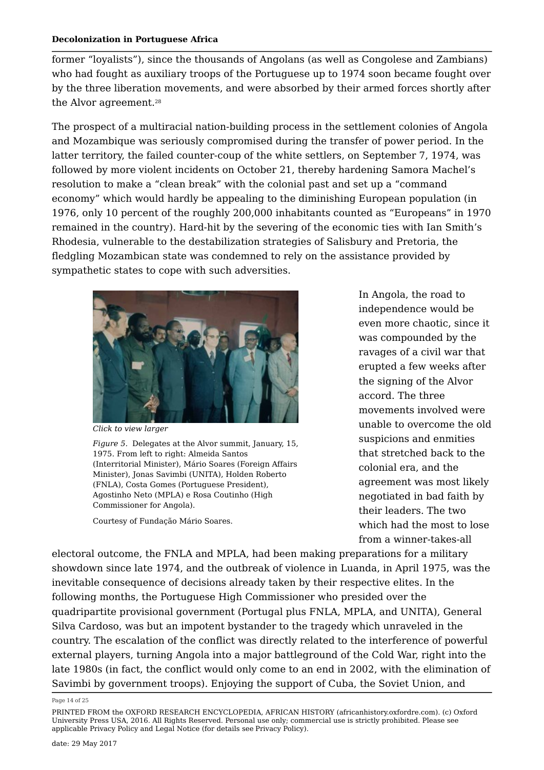former "loyalists"), since the thousands of Angolans (as well as Congolese and Zambians) who had fought as auxiliary troops of the Portuguese up to 1974 soon became fought over by the three liberation movements, and were absorbed by their armed forces shortly after the Alvor agreement.[28]

The prospect of a multiracial nation-building process in the settlement colonies of Angola and Mozambique was seriously compromised during the transfer of power period. In the latter territory, the failed counter-coup of the white settlers, on September 7, 1974, was followed by more violent incidents on October 21, thereby hardening Samora Machel's resolution to make a "clean break" with the colonial past and set up a "command economy" which would hardly be appealing to the diminishing European population (in 1976, only 10 percent of the roughly 200,000 inhabitants counted as "Europeans" in 1970 remained in the country). Hard-hit by the severing of the economic ties with Ian Smith's Rhodesia, vulnerable to the destabilization strategies of Salisbury and Pretoria, the fledgling Mozambican state was condemned to rely on the assistance provided by sympathetic states to cope with such adversities.

*Click to view larger*

*Figure 5.* Delegates at the Alvor summit, January, 15, 1975. From left to right: Almeida Santos (Interritorial Minister), Mário Soares (Foreign Affairs Minister), Jonas Savimbi (UNITA), Holden Roberto (FNLA), Costa Gomes (Portuguese President), Agostinho Neto (MPLA) e Rosa Coutinho (High Commissioner for Angola).

Courtesy of Fundação Mário Soares.

In Angola, the road to independence would be even more chaotic, since it was compounded by the ravages of a civil war that erupted a few weeks after the signing of the Alvor accord. The three movements involved were unable to overcome the old suspicions and enmities that stretched back to the colonial era, and the agreement was most likely negotiated in bad faith by their leaders. The two which had the most to lose from a winner-takes-all electoral outcome, the FNLA and MPLA, had been making preparations for a military showdown since late 1974, and the outbreak of violence in Luanda, in April 1975, was the inevitable consequence of decisions already taken by their respective elites. In the following months, the Portuguese High Commissioner who presided over the quadripartite provisional government (Portugal plus FNLA, MPLA, and UNITA), General Silva Cardoso, was but an impotent bystander to the tragedy which unraveled in the country. The escalation of the conflict was directly related to the interference of powerful external players, turning Angola into a major battleground of the Cold War, right into the late 1980s (in fact, the conflict would only come to an end in 2002, with the elimination of Savimbi by government troops). Enjoying the support of Cuba, the Soviet Union, and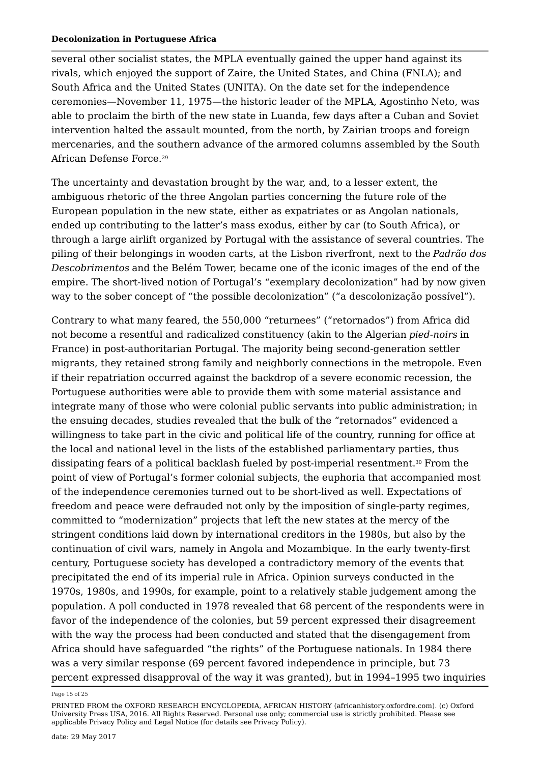several other socialist states, the MPLA eventually gained the upper hand against its rivals, which enjoyed the support of Zaire, the United States, and China (FNLA); and South Africa and the United States (UNITA). On the date set for the independence ceremonies—November 11, 1975—the historic leader of the MPLA, Agostinho Neto, was able to proclaim the birth of the new state in Luanda, few days after a Cuban and Soviet intervention halted the assault mounted, from the north, by Zairian troops and foreign mercenaries, and the southern advance of the armored columns assembled by the South African Defense Force.[29]

The uncertainty and devastation brought by the war, and, to a lesser extent, the ambiguous rhetoric of the three Angolan parties concerning the future role of the European population in the new state, either as expatriates or as Angolan nationals, ended up contributing to the latter's mass exodus, either by car (to South Africa), or through a large airlift organized by Portugal with the assistance of several countries. The piling of their belongings in wooden carts, at the Lisbon riverfront, next to the *Padrão dos Descobrimentos* and the Belém Tower, became one of the iconic images of the end of the empire. The short-lived notion of Portugal's "exemplary decolonization" had by now given way to the sober concept of "the possible decolonization" ("a descolonização possível").

Contrary to what many feared, the 550,000 "returnees" ("retornados") from Africa did not become a resentful and radicalized constituency (akin to the Algerian *pied-noirs* in France) in post-authoritarian Portugal. The majority being second-generation settler migrants, they retained strong family and neighborly connections in the metropole. Even if their repatriation occurred against the backdrop of a severe economic recession, the Portuguese authorities were able to provide them with some material assistance and integrate many of those who were colonial public servants into public administration; in the ensuing decades, studies revealed that the bulk of the "retornados" evidenced a willingness to take part in the civic and political life of the country, running for office at the local and national level in the lists of the established parliamentary parties, thus dissipating fears of a political backlash fueled by post-imperial resentment.[30] From the point of view of Portugal's former colonial subjects, the euphoria that accompanied most of the independence ceremonies turned out to be short-lived as well. Expectations of freedom and peace were defrauded not only by the imposition of single-party regimes, committed to "modernization" projects that left the new states at the mercy of the stringent conditions laid down by international creditors in the 1980s, but also by the continuation of civil wars, namely in Angola and Mozambique. In the early twenty-first century, Portuguese society has developed a contradictory memory of the events that precipitated the end of its imperial rule in Africa. Opinion surveys conducted in the 1970s, 1980s, and 1990s, for example, point to a relatively stable judgement among the population. A poll conducted in 1978 revealed that 68 percent of the respondents were in favor of the independence of the colonies, but 59 percent expressed their disagreement with the way the process had been conducted and stated that the disengagement from Africa should have safeguarded "the rights" of the Portuguese nationals. In 1984 there was a very similar response (69 percent favored independence in principle, but 73 percent expressed disapproval of the way it was granted), but in 1994–1995 two inquiries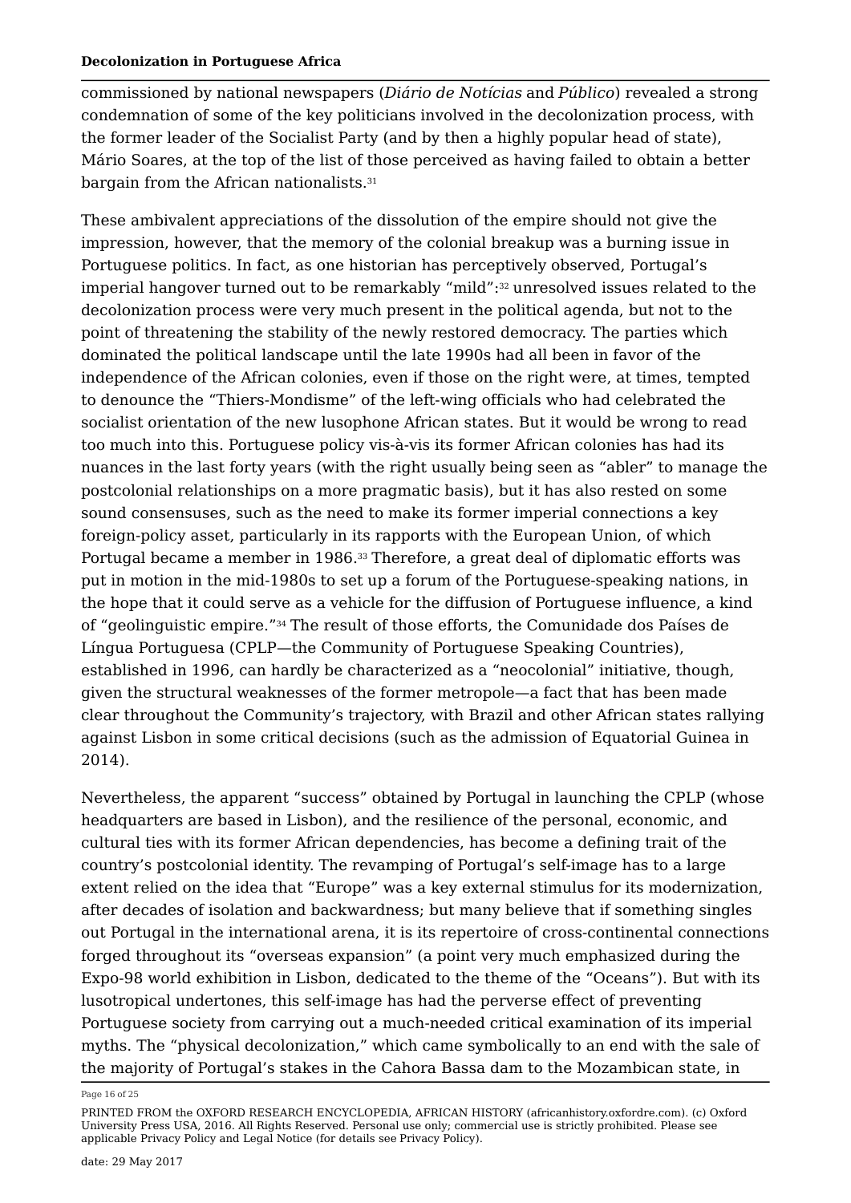commissioned by national newspapers (*Diário de Notícias* and *Público*) revealed a strong condemnation of some of the key politicians involved in the decolonization process, with the former leader of the Socialist Party (and by then a highly popular head of state), Mário Soares, at the top of the list of those perceived as having failed to obtain a better bargain from the African nationalists.[31]

These ambivalent appreciations of the dissolution of the empire should not give the impression, however, that the memory of the colonial breakup was a burning issue in Portuguese politics. In fact, as one historian has perceptively observed, Portugal's imperial hangover turned out to be remarkably "mild":[32] unresolved issues related to the decolonization process were very much present in the political agenda, but not to the point of threatening the stability of the newly restored democracy. The parties which dominated the political landscape until the late 1990s had all been in favor of the independence of the African colonies, even if those on the right were, at times, tempted to denounce the "Thiers-Mondisme" of the left-wing officials who had celebrated the socialist orientation of the new lusophone African states. But it would be wrong to read too much into this. Portuguese policy vis-à-vis its former African colonies has had its nuances in the last forty years (with the right usually being seen as "abler" to manage the postcolonial relationships on a more pragmatic basis), but it has also rested on some sound consensuses, such as the need to make its former imperial connections a key foreign-policy asset, particularly in its rapports with the European Union, of which Portugal became a member in 1986.[33] Therefore, a great deal of diplomatic efforts was put in motion in the mid-1980s to set up a forum of the Portuguese-speaking nations, in the hope that it could serve as a vehicle for the diffusion of Portuguese influence, a kind of "geolinguistic empire."[34] The result of those efforts, the Comunidade dos Países de Língua Portuguesa (CPLP—the Community of Portuguese Speaking Countries), established in 1996, can hardly be characterized as a "neocolonial" initiative, though, given the structural weaknesses of the former metropole—a fact that has been made clear throughout the Community's trajectory, with Brazil and other African states rallying against Lisbon in some critical decisions (such as the admission of Equatorial Guinea in 2014).

Nevertheless, the apparent "success" obtained by Portugal in launching the CPLP (whose headquarters are based in Lisbon), and the resilience of the personal, economic, and cultural ties with its former African dependencies, has become a defining trait of the country's postcolonial identity. The revamping of Portugal's self-image has to a large extent relied on the idea that "Europe" was a key external stimulus for its modernization, after decades of isolation and backwardness; but many believe that if something singles out Portugal in the international arena, it is its repertoire of cross-continental connections forged throughout its "overseas expansion" (a point very much emphasized during the Expo-98 world exhibition in Lisbon, dedicated to the theme of the "Oceans"). But with its lusotropical undertones, this self-image has had the perverse effect of preventing Portuguese society from carrying out a much-needed critical examination of its imperial myths. The "physical decolonization," which came symbolically to an end with the sale of the majority of Portugal's stakes in the Cahora Bassa dam to the Mozambican state, in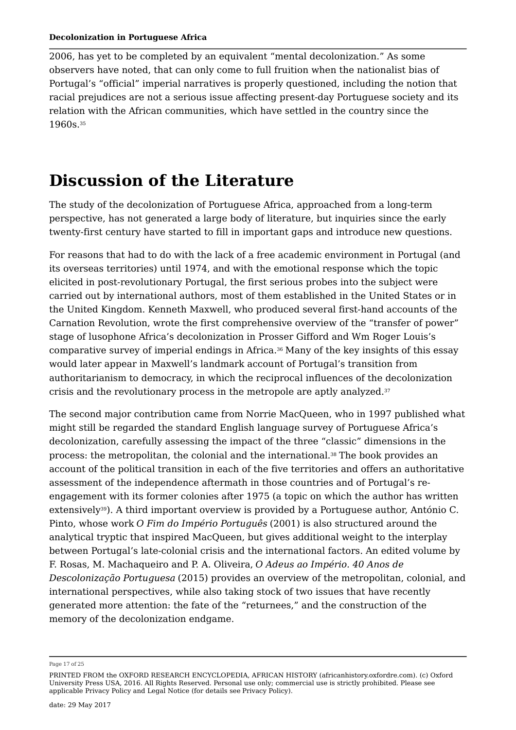2006, has yet to be completed by an equivalent "mental decolonization." As some observers have noted, that can only come to full fruition when the nationalist bias of Portugal's "official" imperial narratives is properly questioned, including the notion that racial prejudices are not a serious issue affecting present-day Portuguese society and its relation with the African communities, which have settled in the country since the 1960s.[35]

## Discussion of the Literature

The study of the decolonization of Portuguese Africa, approached from a long-term perspective, has not generated a large body of literature, but inquiries since the early twenty-first century have started to fill in important gaps and introduce new questions.

For reasons that had to do with the lack of a free academic environment in Portugal (and its overseas territories) until 1974, and with the emotional response which the topic elicited in post-revolutionary Portugal, the first serious probes into the subject were carried out by international authors, most of them established in the United States or in the United Kingdom. Kenneth Maxwell, who produced several first-hand accounts of the Carnation Revolution, wrote the first comprehensive overview of the "transfer of power" stage of lusophone Africa's decolonization in Prosser Gifford and Wm Roger Louis's comparative survey of imperial endings in Africa.[36] Many of the key insights of this essay would later appear in Maxwell's landmark account of Portugal's transition from authoritarianism to democracy, in which the reciprocal influences of the decolonization crisis and the revolutionary process in the metropole are aptly analyzed.[37]

The second major contribution came from Norrie MacQueen, who in 1997 published what might still be regarded the standard English language survey of Portuguese Africa's decolonization, carefully assessing the impact of the three "classic" dimensions in the process: the metropolitan, the colonial and the international.[38] The book provides an account of the political transition in each of the five territories and offers an authoritative assessment of the independence aftermath in those countries and of Portugal's re-engagement with its former colonies after 1975 (a topic on which the author has written extensively[39]). A third important overview is provided by a Portuguese author, António C. Pinto, whose work *O Fim do Império Português* (2001) is also structured around the analytical tryptic that inspired MacQueen, but gives additional weight to the interplay between Portugal's late-colonial crisis and the international factors. An edited volume by F. Rosas, M. Machaqueiro and P. A. Oliveira, *O Adeus ao Império. 40 Anos de Descolonização Portuguesa* (2015) provides an overview of the metropolitan, colonial, and international perspectives, while also taking stock of two issues that have recently generated more attention: the fate of the "returnees," and the construction of the memory of the decolonization endgame.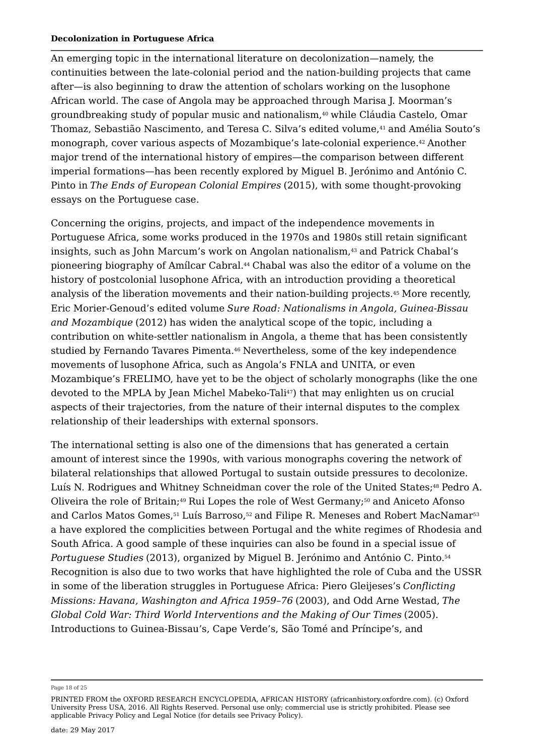An emerging topic in the international literature on decolonization—namely, the continuities between the late-colonial period and the nation-building projects that came after—is also beginning to draw the attention of scholars working on the lusophone African world. The case of Angola may be approached through Marisa J. Moorman's groundbreaking study of popular music and nationalism,[40] while Cláudia Castelo, Omar Thomaz, Sebastião Nascimento, and Teresa C. Silva's edited volume,[41] and Amélia Souto's monograph, cover various aspects of Mozambique's late-colonial experience.[42] Another major trend of the international history of empires—the comparison between different imperial formations—has been recently explored by Miguel B. Jerónimo and António C. Pinto in *The Ends of European Colonial Empires* (2015), with some thought-provoking essays on the Portuguese case.

Concerning the origins, projects, and impact of the independence movements in Portuguese Africa, some works produced in the 1970s and 1980s still retain significant insights, such as John Marcum's work on Angolan nationalism,[43] and Patrick Chabal's pioneering biography of Amílcar Cabral.[44] Chabal was also the editor of a volume on the history of postcolonial lusophone Africa, with an introduction providing a theoretical analysis of the liberation movements and their nation-building projects.[45] More recently, Eric Morier-Genoud's edited volume *Sure Road: Nationalisms in Angola, Guinea-Bissau and Mozambique* (2012) has widen the analytical scope of the topic, including a contribution on white-settler nationalism in Angola, a theme that has been consistently studied by Fernando Tavares Pimenta.[46] Nevertheless, some of the key independence movements of lusophone Africa, such as Angola's FNLA and UNITA, or even Mozambique's FRELIMO, have yet to be the object of scholarly monographs (like the one devoted to the MPLA by Jean Michel Mabeko-Tali[47]) that may enlighten us on crucial aspects of their trajectories, from the nature of their internal disputes to the complex relationship of their leaderships with external sponsors.

The international setting is also one of the dimensions that has generated a certain amount of interest since the 1990s, with various monographs covering the network of bilateral relationships that allowed Portugal to sustain outside pressures to decolonize. Luís N. Rodrigues and Whitney Schneidman cover the role of the United States;[48] Pedro A. Oliveira the role of Britain;[49] Rui Lopes the role of West Germany;[50] and Aniceto Afonso and Carlos Matos Gomes,[51] Luís Barroso,[52] and Filipe R. Meneses and Robert MacNamar[53] a have explored the complicities between Portugal and the white regimes of Rhodesia and South Africa. A good sample of these inquiries can also be found in a special issue of *Portuguese Studies* (2013), organized by Miguel B. Jerónimo and António C. Pinto.[54] Recognition is also due to two works that have highlighted the role of Cuba and the USSR in some of the liberation struggles in Portuguese Africa: Piero Gleijeses's *Conflicting Missions: Havana, Washington and Africa 1959–76* (2003), and Odd Arne Westad, *The Global Cold War: Third World Interventions and the Making of Our Times* (2005). Introductions to Guinea-Bissau's, Cape Verde's, São Tomé and Príncipe's, and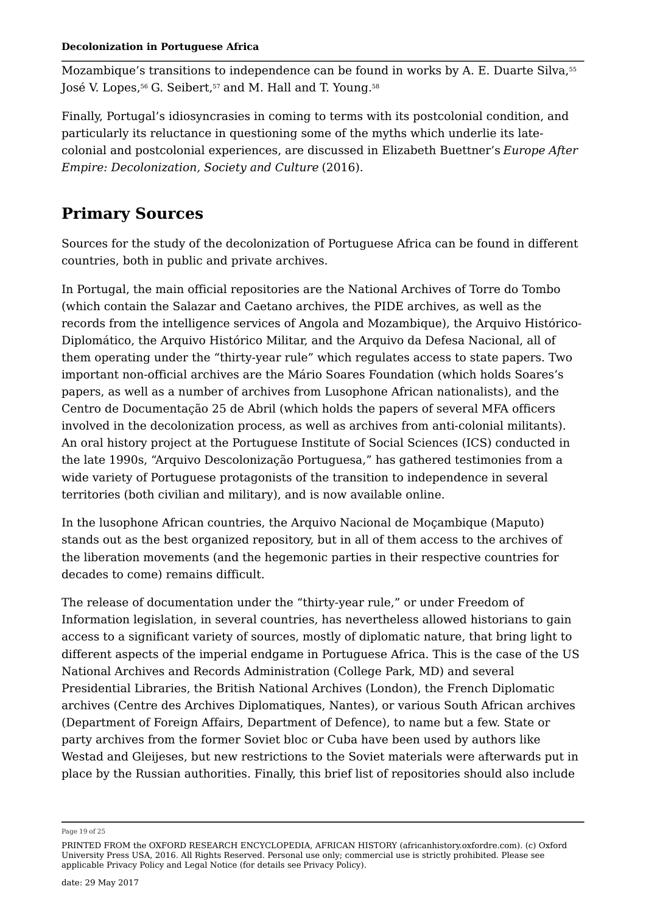Mozambique's transitions to independence can be found in works by A. E. Duarte Silva,[55] José V. Lopes,[56] G. Seibert,[57] and M. Hall and T. Young.[58]

Finally, Portugal's idiosyncrasies in coming to terms with its postcolonial condition, and particularly its reluctance in questioning some of the myths which underlie its late-colonial and postcolonial experiences, are discussed in Elizabeth Buettner's *Europe After Empire: Decolonization, Society and Culture* (2016).

## Primary Sources

Sources for the study of the decolonization of Portuguese Africa can be found in different countries, both in public and private archives.

In Portugal, the main official repositories are the National Archives of Torre do Tombo (which contain the Salazar and Caetano archives, the PIDE archives, as well as the records from the intelligence services of Angola and Mozambique), the Arquivo Histórico-Diplomático, the Arquivo Histórico Militar, and the Arquivo da Defesa Nacional, all of them operating under the "thirty-year rule" which regulates access to state papers. Two important non-official archives are the Mário Soares Foundation (which holds Soares's papers, as well as a number of archives from Lusophone African nationalists), and the Centro de Documentação 25 de Abril (which holds the papers of several MFA officers involved in the decolonization process, as well as archives from anti-colonial militants). An oral history project at the Portuguese Institute of Social Sciences (ICS) conducted in the late 1990s, "Arquivo Descolonização Portuguesa," has gathered testimonies from a wide variety of Portuguese protagonists of the transition to independence in several territories (both civilian and military), and is now available online.

In the lusophone African countries, the Arquivo Nacional de Moçambique (Maputo) stands out as the best organized repository, but in all of them access to the archives of the liberation movements (and the hegemonic parties in their respective countries for decades to come) remains difficult.

The release of documentation under the "thirty-year rule," or under Freedom of Information legislation, in several countries, has nevertheless allowed historians to gain access to a significant variety of sources, mostly of diplomatic nature, that bring light to different aspects of the imperial endgame in Portuguese Africa. This is the case of the US National Archives and Records Administration (College Park, MD) and several Presidential Libraries, the British National Archives (London), the French Diplomatic archives (Centre des Archives Diplomatiques, Nantes), or various South African archives (Department of Foreign Affairs, Department of Defence), to name but a few. State or party archives from the former Soviet bloc or Cuba have been used by authors like Westad and Gleijeses, but new restrictions to the Soviet materials were afterwards put in place by the Russian authorities. Finally, this brief list of repositories should also include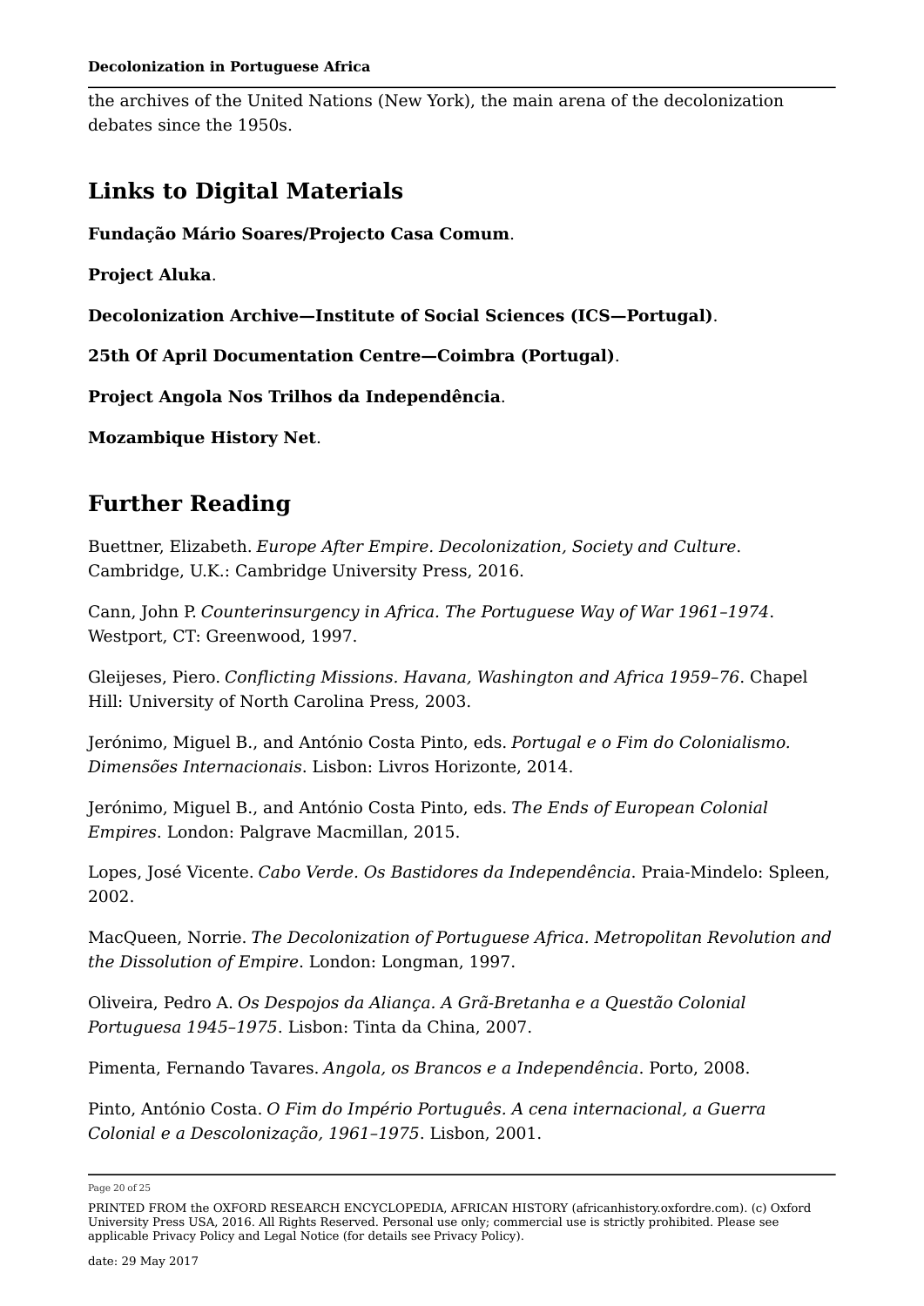the archives of the United Nations (New York), the main arena of the decolonization debates since the 1950s.

## Links to Digital Materials

**Fundação Mário Soares/Projecto Casa Comum**.

**Project Aluka**.

**Decolonization Archive—Institute of Social Sciences (ICS—Portugal)**.

**25th Of April Documentation Centre—Coimbra (Portugal)**.

**Project Angola Nos Trilhos da Independência**.

**Mozambique History Net**.

## Further Reading

Buettner, Elizabeth. *Europe After Empire. Decolonization, Society and Culture*. Cambridge, U.K.: Cambridge University Press, 2016.

Cann, John P. *Counterinsurgency in Africa. The Portuguese Way of War 1961–1974*. Westport, CT: Greenwood, 1997.

Gleijeses, Piero. *Conflicting Missions. Havana, Washington and Africa 1959–76*. Chapel Hill: University of North Carolina Press, 2003.

Jerónimo, Miguel B., and António Costa Pinto, eds. *Portugal e o Fim do Colonialismo. Dimensões Internacionais*. Lisbon: Livros Horizonte, 2014.

Jerónimo, Miguel B., and António Costa Pinto, eds. *The Ends of European Colonial Empires*. London: Palgrave Macmillan, 2015.

Lopes, José Vicente. *Cabo Verde. Os Bastidores da Independência*. Praia-Mindelo: Spleen, 2002.

MacQueen, Norrie. *The Decolonization of Portuguese Africa. Metropolitan Revolution and the Dissolution of Empire*. London: Longman, 1997.

Oliveira, Pedro A. *Os Despojos da Aliança. A Grã-Bretanha e a Questão Colonial Portuguesa 1945–1975*. Lisbon: Tinta da China, 2007.

Pimenta, Fernando Tavares. *Angola, os Brancos e a Independência*. Porto, 2008.

Pinto, António Costa. *O Fim do Império Português. A cena internacional, a Guerra Colonial e a Descolonização, 1961–1975*. Lisbon, 2001.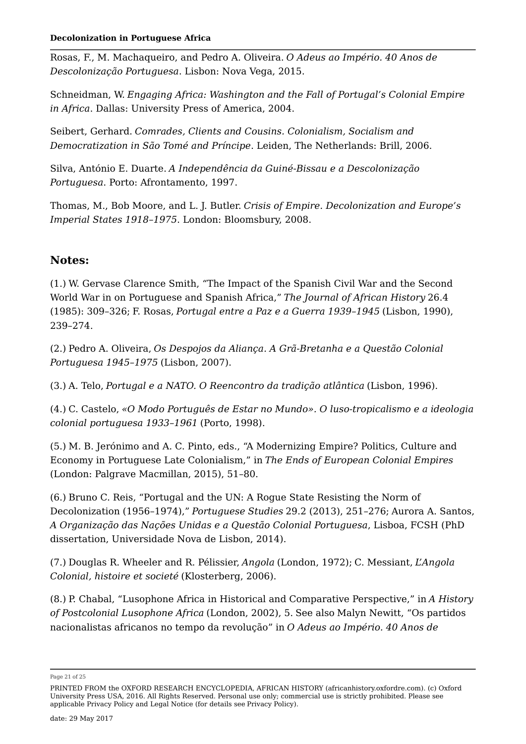Rosas, F., M. Machaqueiro, and Pedro A. Oliveira. *O Adeus ao Império. 40 Anos de Descolonização Portuguesa*. Lisbon: Nova Vega, 2015.

Schneidman, W. *Engaging Africa: Washington and the Fall of Portugal's Colonial Empire in Africa*. Dallas: University Press of America, 2004.

Seibert, Gerhard. *Comrades, Clients and Cousins. Colonialism, Socialism and Democratization in São Tomé and Príncipe*. Leiden, The Netherlands: Brill, 2006.

Silva, António E. Duarte. *A Independência da Guiné-Bissau e a Descolonização Portuguesa*. Porto: Afrontamento, 1997.

Thomas, M., Bob Moore, and L. J. Butler. *Crisis of Empire. Decolonization and Europe's Imperial States 1918–1975*. London: Bloomsbury, 2008.

## Notes:

(1.) W. Gervase Clarence Smith, "The Impact of the Spanish Civil War and the Second World War in on Portuguese and Spanish Africa," *The Journal of African History* 26.4 (1985): 309–326; F. Rosas, *Portugal entre a Paz e a Guerra 1939–1945* (Lisbon, 1990), 239–274.

(2.) Pedro A. Oliveira, *Os Despojos da Aliança. A Grã-Bretanha e a Questão Colonial Portuguesa 1945–1975* (Lisbon, 2007).

(3.) A. Telo, *Portugal e a NATO. O Reencontro da tradição atlântica* (Lisbon, 1996).

(4.) C. Castelo, *«O Modo Português de Estar no Mundo». O luso-tropicalismo e a ideologia colonial portuguesa 1933–1961* (Porto, 1998).

(5.) M. B. Jerónimo and A. C. Pinto, eds., "A Modernizing Empire? Politics, Culture and Economy in Portuguese Late Colonialism," in *The Ends of European Colonial Empires* (London: Palgrave Macmillan, 2015), 51–80.

(6.) Bruno C. Reis, "Portugal and the UN: A Rogue State Resisting the Norm of Decolonization (1956–1974)," *Portuguese Studies* 29.2 (2013), 251–276; Aurora A. Santos, *A Organização das Nações Unidas e a Questão Colonial Portuguesa*, Lisboa, FCSH (PhD dissertation, Universidade Nova de Lisbon, 2014).

(7.) Douglas R. Wheeler and R. Pélissier, *Angola* (London, 1972); C. Messiant, *L'Angola Colonial, histoire et societé* (Klosterberg, 2006).

(8.) P. Chabal, "Lusophone Africa in Historical and Comparative Perspective," in *A History of Postcolonial Lusophone Africa* (London, 2002), 5. See also Malyn Newitt, "Os partidos nacionalistas africanos no tempo da revolução" in *O Adeus ao Império. 40 Anos de*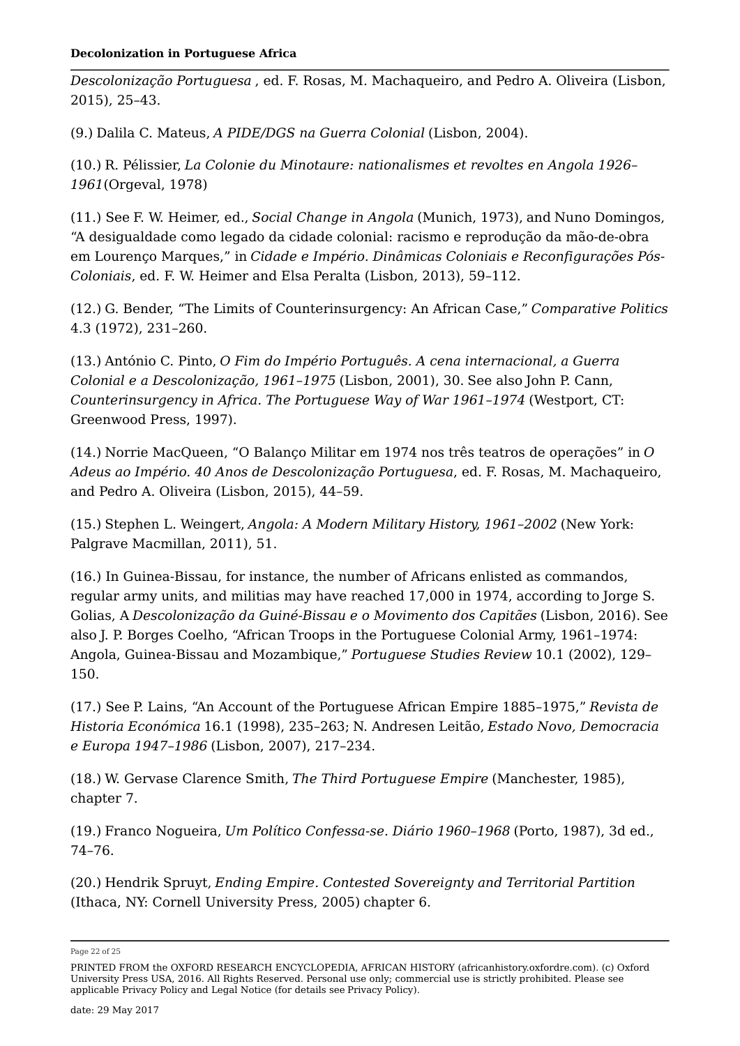*Descolonização Portuguesa* , ed. F. Rosas, M. Machaqueiro, and Pedro A. Oliveira (Lisbon, 2015), 25–43.

(9.) Dalila C. Mateus, *A PIDE/DGS na Guerra Colonial* (Lisbon, 2004).

(10.) R. Pélissier, *La Colonie du Minotaure: nationalismes et revoltes en Angola 1926–1961*(Orgeval, 1978)

(11.) See F. W. Heimer, ed., *Social Change in Angola* (Munich, 1973), and Nuno Domingos, "A desigualdade como legado da cidade colonial: racismo e reprodução da mão-de-obra em Lourenço Marques," in *Cidade e Império. Dinâmicas Coloniais e Reconfigurações Pós-Coloniais*, ed. F. W. Heimer and Elsa Peralta (Lisbon, 2013), 59–112.

(12.) G. Bender, "The Limits of Counterinsurgency: An African Case," *Comparative Politics* 4.3 (1972), 231–260.

(13.) António C. Pinto, *O Fim do Império Português. A cena internacional, a Guerra Colonial e a Descolonização, 1961–1975* (Lisbon, 2001), 30. See also John P. Cann, *Counterinsurgency in Africa. The Portuguese Way of War 1961–1974* (Westport, CT: Greenwood Press, 1997).

(14.) Norrie MacQueen, "O Balanço Militar em 1974 nos três teatros de operações" in *O Adeus ao Império. 40 Anos de Descolonização Portuguesa*, ed. F. Rosas, M. Machaqueiro, and Pedro A. Oliveira (Lisbon, 2015), 44–59.

(15.) Stephen L. Weingert, *Angola: A Modern Military History, 1961–2002* (New York: Palgrave Macmillan, 2011), 51.

(16.) In Guinea-Bissau, for instance, the number of Africans enlisted as commandos, regular army units, and militias may have reached 17,000 in 1974, according to Jorge S. Golias, A *Descolonização da Guiné-Bissau e o Movimento dos Capitães* (Lisbon, 2016). See also J. P. Borges Coelho, "African Troops in the Portuguese Colonial Army, 1961–1974: Angola, Guinea-Bissau and Mozambique," *Portuguese Studies Review* 10.1 (2002), 129–150.

(17.) See P. Lains, "An Account of the Portuguese African Empire 1885–1975," *Revista de Historia Económica* 16.1 (1998), 235–263; N. Andresen Leitão, *Estado Novo, Democracia e Europa 1947–1986* (Lisbon, 2007), 217–234.

(18.) W. Gervase Clarence Smith, *The Third Portuguese Empire* (Manchester, 1985), chapter 7.

(19.) Franco Nogueira, *Um Político Confessa-se. Diário 1960–1968* (Porto, 1987), 3d ed., 74–76.

(20.) Hendrik Spruyt, *Ending Empire. Contested Sovereignty and Territorial Partition* (Ithaca, NY: Cornell University Press, 2005) chapter 6.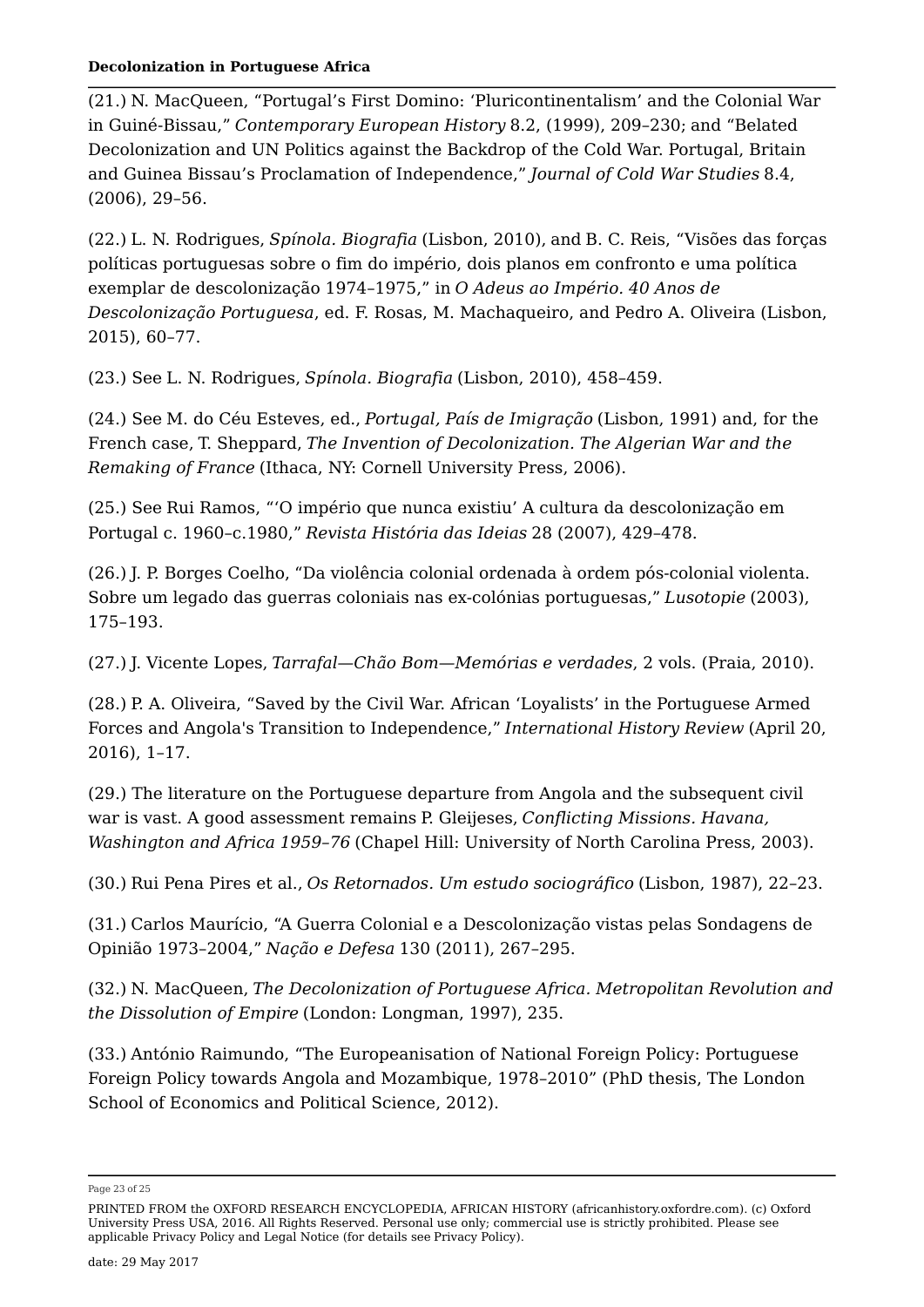(21.) N. MacQueen, “Portugal’s First Domino: ‘Pluricontinentalism’ and the Colonial War in Guiné-Bissau,” *Contemporary European History* 8.2, (1999), 209–230; and “Belated Decolonization and UN Politics against the Backdrop of the Cold War. Portugal, Britain and Guinea Bissau’s Proclamation of Independence,” *Journal of Cold War Studies* 8.4, (2006), 29–56.

(22.) L. N. Rodrigues, *Spínola. Biografia* (Lisbon, 2010), and B. C. Reis, “Visões das forças políticas portuguesas sobre o fim do império, dois planos em confronto e uma política exemplar de descolonização 1974–1975,” in *O Adeus ao Império. 40 Anos de Descolonização Portuguesa*, ed. F. Rosas, M. Machaqueiro, and Pedro A. Oliveira (Lisbon, 2015), 60–77.

(23.) See L. N. Rodrigues, *Spínola. Biografia* (Lisbon, 2010), 458–459.

(24.) See M. do Céu Esteves, ed., *Portugal, País de Imigração* (Lisbon, 1991) and, for the French case, T. Sheppard, *The Invention of Decolonization. The Algerian War and the Remaking of France* (Ithaca, NY: Cornell University Press, 2006).

(25.) See Rui Ramos, “‘O império que nunca existiu’ A cultura da descolonização em Portugal c. 1960–c.1980,” *Revista História das Ideias* 28 (2007), 429–478.

(26.) J. P. Borges Coelho, “Da violência colonial ordenada à ordem pós-colonial violenta. Sobre um legado das guerras coloniais nas ex-colónias portuguesas,” *Lusotopie* (2003), 175–193.

(27.) J. Vicente Lopes, *Tarrafal—Chão Bom—Memórias e verdades*, 2 vols. (Praia, 2010).

(28.) P. A. Oliveira, “Saved by the Civil War. African ‘Loyalists’ in the Portuguese Armed Forces and Angola's Transition to Independence,” *International History Review* (April 20, 2016), 1–17.

(29.) The literature on the Portuguese departure from Angola and the subsequent civil war is vast. A good assessment remains P. Gleijeses, *Conflicting Missions. Havana, Washington and Africa 1959–76* (Chapel Hill: University of North Carolina Press, 2003).

(30.) Rui Pena Pires et al., *Os Retornados. Um estudo sociográfico* (Lisbon, 1987), 22–23.

(31.) Carlos Maurício, “A Guerra Colonial e a Descolonização vistas pelas Sondagens de Opinião 1973–2004,” *Nação e Defesa* 130 (2011), 267–295.

(32.) N. MacQueen, *The Decolonization of Portuguese Africa. Metropolitan Revolution and the Dissolution of Empire* (London: Longman, 1997), 235.

(33.) António Raimundo, “The Europeanisation of National Foreign Policy: Portuguese Foreign Policy towards Angola and Mozambique, 1978–2010” (PhD thesis, The London School of Economics and Political Science, 2012).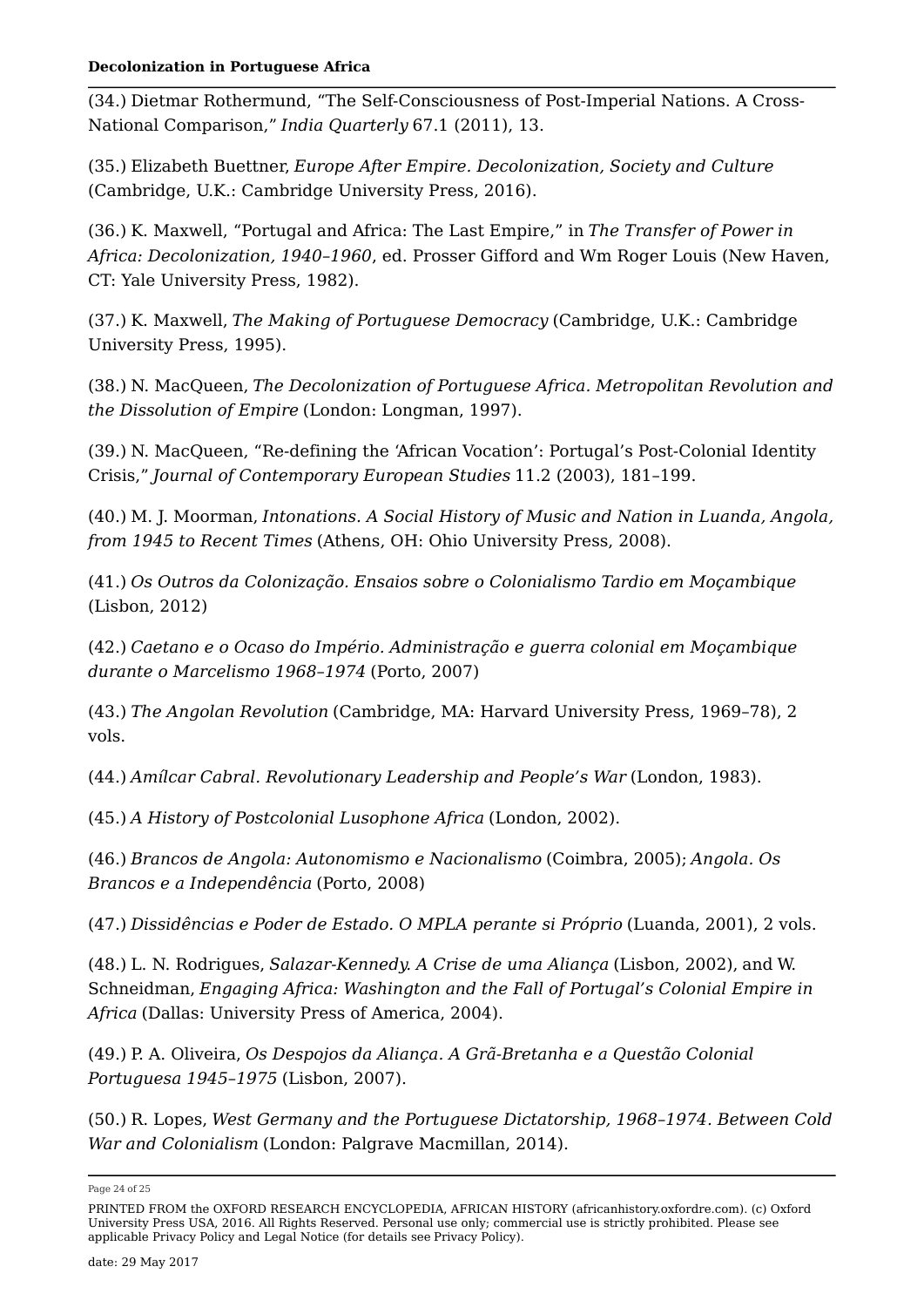(34.) Dietmar Rothermund, “The Self-Consciousness of Post-Imperial Nations. A Cross-National Comparison,” *India Quarterly* 67.1 (2011), 13.

(35.) Elizabeth Buettner, *Europe After Empire. Decolonization, Society and Culture* (Cambridge, U.K.: Cambridge University Press, 2016).

(36.) K. Maxwell, “Portugal and Africa: The Last Empire,” in *The Transfer of Power in Africa: Decolonization, 1940–1960*, ed. Prosser Gifford and Wm Roger Louis (New Haven, CT: Yale University Press, 1982).

(37.) K. Maxwell, *The Making of Portuguese Democracy* (Cambridge, U.K.: Cambridge University Press, 1995).

(38.) N. MacQueen, *The Decolonization of Portuguese Africa. Metropolitan Revolution and the Dissolution of Empire* (London: Longman, 1997).

(39.) N. MacQueen, “Re-defining the ‘African Vocation’: Portugal’s Post-Colonial Identity Crisis,” *Journal of Contemporary European Studies* 11.2 (2003), 181–199.

(40.) M. J. Moorman, *Intonations. A Social History of Music and Nation in Luanda, Angola, from 1945 to Recent Times* (Athens, OH: Ohio University Press, 2008).

(41.) *Os Outros da Colonização. Ensaios sobre o Colonialismo Tardio em Moçambique* (Lisbon, 2012)

(42.) *Caetano e o Ocaso do Império. Administração e guerra colonial em Moçambique durante o Marcelismo 1968–1974* (Porto, 2007)

(43.) *The Angolan Revolution* (Cambridge, MA: Harvard University Press, 1969–78), 2 vols.

(44.) *Amílcar Cabral. Revolutionary Leadership and People’s War* (London, 1983).

(45.) *A History of Postcolonial Lusophone Africa* (London, 2002).

(46.) *Brancos de Angola: Autonomismo e Nacionalismo* (Coimbra, 2005); *Angola. Os Brancos e a Independência* (Porto, 2008)

(47.) *Dissidências e Poder de Estado. O MPLA perante si Próprio* (Luanda, 2001), 2 vols.

(48.) L. N. Rodrigues, *Salazar-Kennedy. A Crise de uma Aliança* (Lisbon, 2002), and W. Schneidman, *Engaging Africa: Washington and the Fall of Portugal’s Colonial Empire in Africa* (Dallas: University Press of America, 2004).

(49.) P. A. Oliveira, *Os Despojos da Aliança. A Grã-Bretanha e a Questão Colonial Portuguesa 1945–1975* (Lisbon, 2007).

(50.) R. Lopes, *West Germany and the Portuguese Dictatorship, 1968–1974. Between Cold War and Colonialism* (London: Palgrave Macmillan, 2014).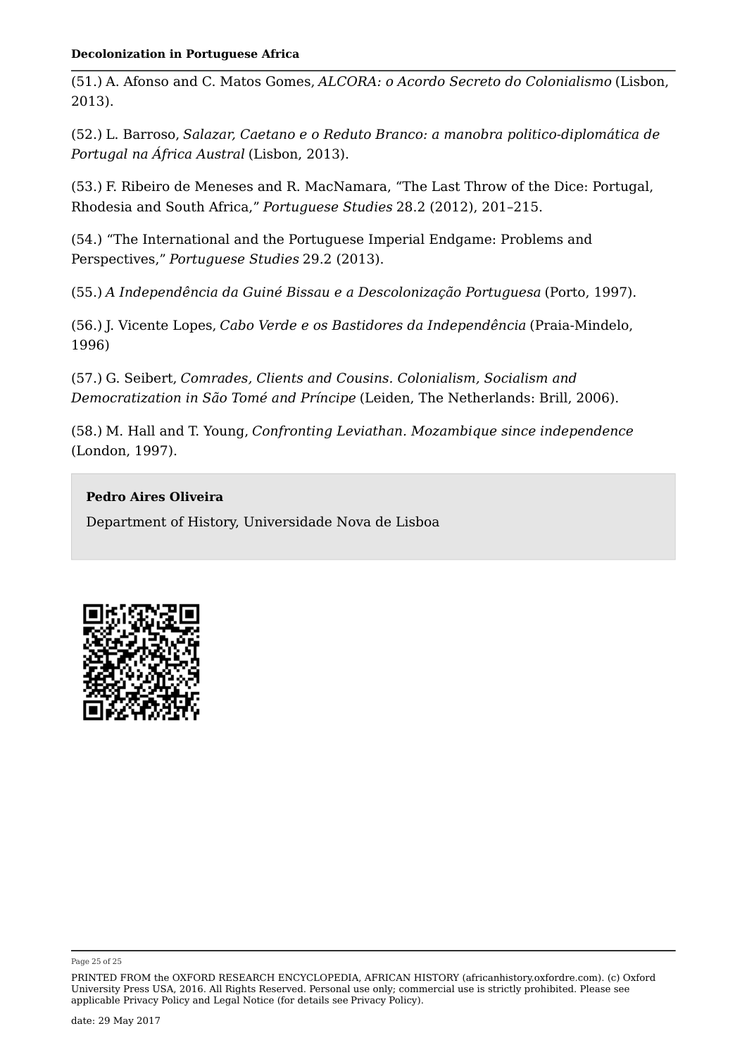(51.) A. Afonso and C. Matos Gomes, *ALCORA: o Acordo Secreto do Colonialismo* (Lisbon, 2013).

(52.) L. Barroso, *Salazar, Caetano e o Reduto Branco: a manobra politico-diplomática de Portugal na África Austral* (Lisbon, 2013).

(53.) F. Ribeiro de Meneses and R. MacNamara, "The Last Throw of the Dice: Portugal, Rhodesia and South Africa," *Portuguese Studies* 28.2 (2012), 201–215.

(54.) "The International and the Portuguese Imperial Endgame: Problems and Perspectives," *Portuguese Studies* 29.2 (2013).

(55.) *A Independência da Guiné Bissau e a Descolonização Portuguesa* (Porto, 1997).

(56.) J. Vicente Lopes, *Cabo Verde e os Bastidores da Independência* (Praia-Mindelo, 1996)

(57.) G. Seibert, *Comrades, Clients and Cousins. Colonialism, Socialism and Democratization in São Tomé and Príncipe* (Leiden, The Netherlands: Brill, 2006).

(58.) M. Hall and T. Young, *Confronting Leviathan. Mozambique since independence* (London, 1997).

**Pedro Aires Oliveira**

Department of History, Universidade Nova de Lisboa